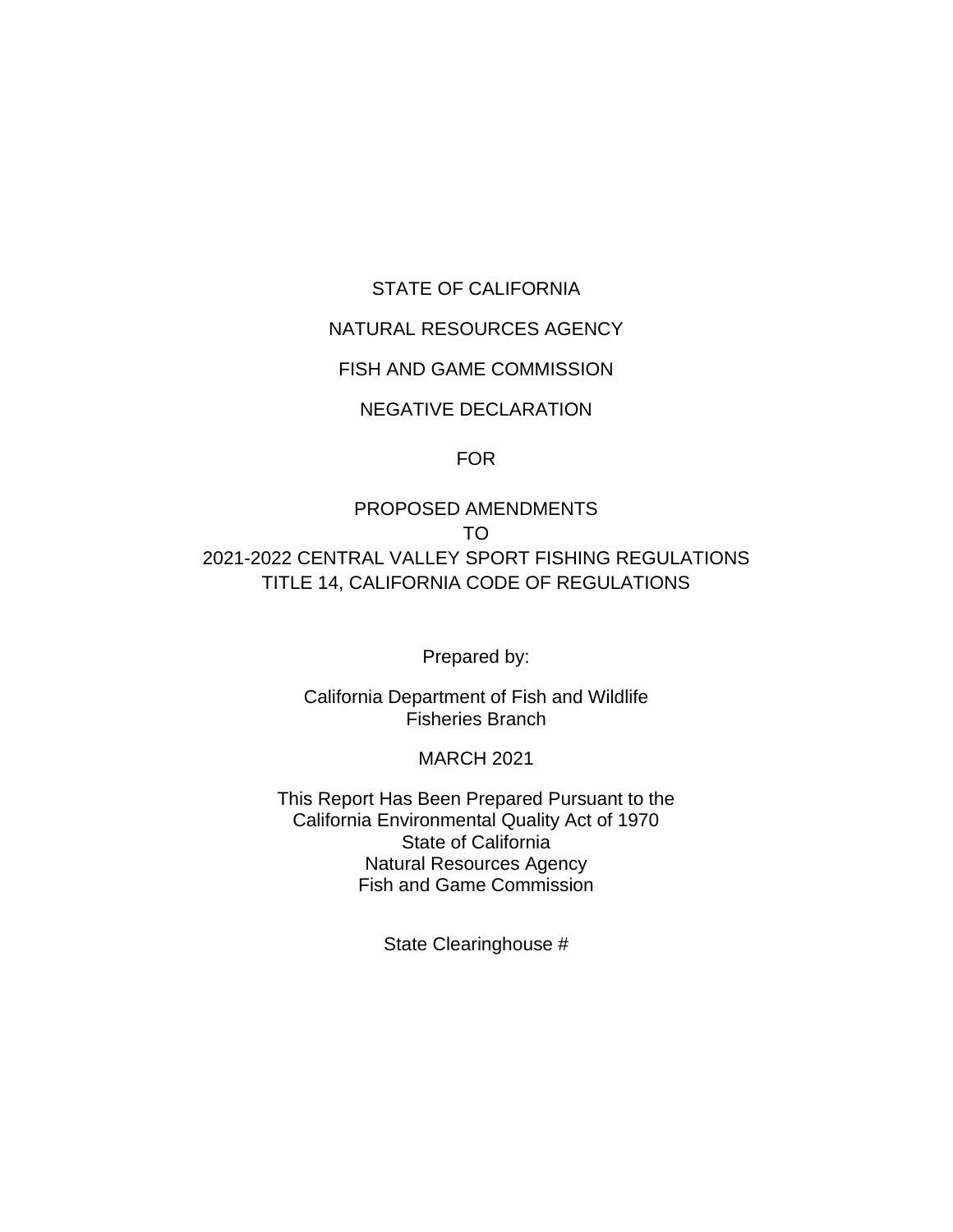STATE OF CALIFORNIA

NATURAL RESOURCES AGENCY

FISH AND GAME COMMISSION

NEGATIVE DECLARATION

FOR

PROPOSED AMENDMENTS
TO
2021-2022 CENTRAL VALLEY SPORT FISHING REGULATIONS
TITLE 14, CALIFORNIA CODE OF REGULATIONS

Prepared by:

California Department of Fish and Wildlife
Fisheries Branch

MARCH 2021

This Report Has Been Prepared Pursuant to the
California Environmental Quality Act of 1970
State of California
Natural Resources Agency
Fish and Game Commission

State Clearinghouse #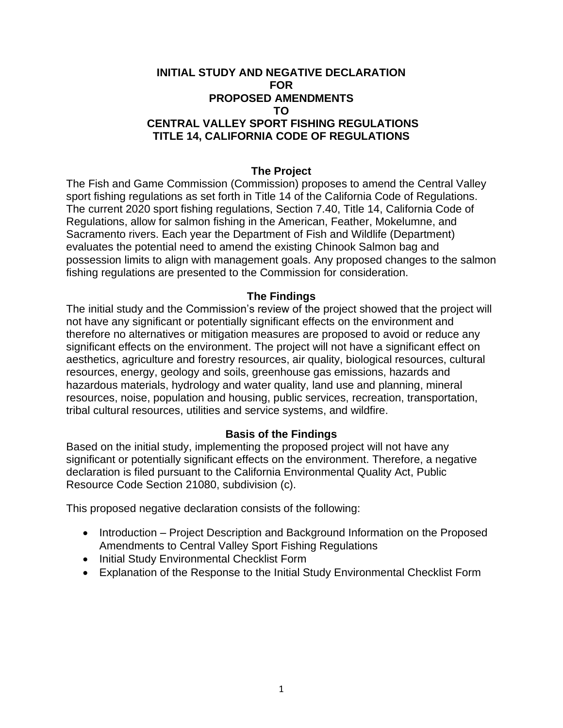# INITIAL STUDY AND NEGATIVE DECLARATION FOR PROPOSED AMENDMENTS TO CENTRAL VALLEY SPORT FISHING REGULATIONS TITLE 14, CALIFORNIA CODE OF REGULATIONS

## The Project

The Fish and Game Commission (Commission) proposes to amend the Central Valley sport fishing regulations as set forth in Title 14 of the California Code of Regulations. The current 2020 sport fishing regulations, Section 7.40, Title 14, California Code of Regulations, allow for salmon fishing in the American, Feather, Mokelumne, and Sacramento rivers. Each year the Department of Fish and Wildlife (Department) evaluates the potential need to amend the existing Chinook Salmon bag and possession limits to align with management goals. Any proposed changes to the salmon fishing regulations are presented to the Commission for consideration.

## The Findings

The initial study and the Commission's review of the project showed that the project will not have any significant or potentially significant effects on the environment and therefore no alternatives or mitigation measures are proposed to avoid or reduce any significant effects on the environment. The project will not have a significant effect on aesthetics, agriculture and forestry resources, air quality, biological resources, cultural resources, energy, geology and soils, greenhouse gas emissions, hazards and hazardous materials, hydrology and water quality, land use and planning, mineral resources, noise, population and housing, public services, recreation, transportation, tribal cultural resources, utilities and service systems, and wildfire.

## Basis of the Findings

Based on the initial study, implementing the proposed project will not have any significant or potentially significant effects on the environment. Therefore, a negative declaration is filed pursuant to the California Environmental Quality Act, Public Resource Code Section 21080, subdivision (c).

This proposed negative declaration consists of the following:

- Introduction – Project Description and Background Information on the Proposed Amendments to Central Valley Sport Fishing Regulations
- Initial Study Environmental Checklist Form
- Explanation of the Response to the Initial Study Environmental Checklist Form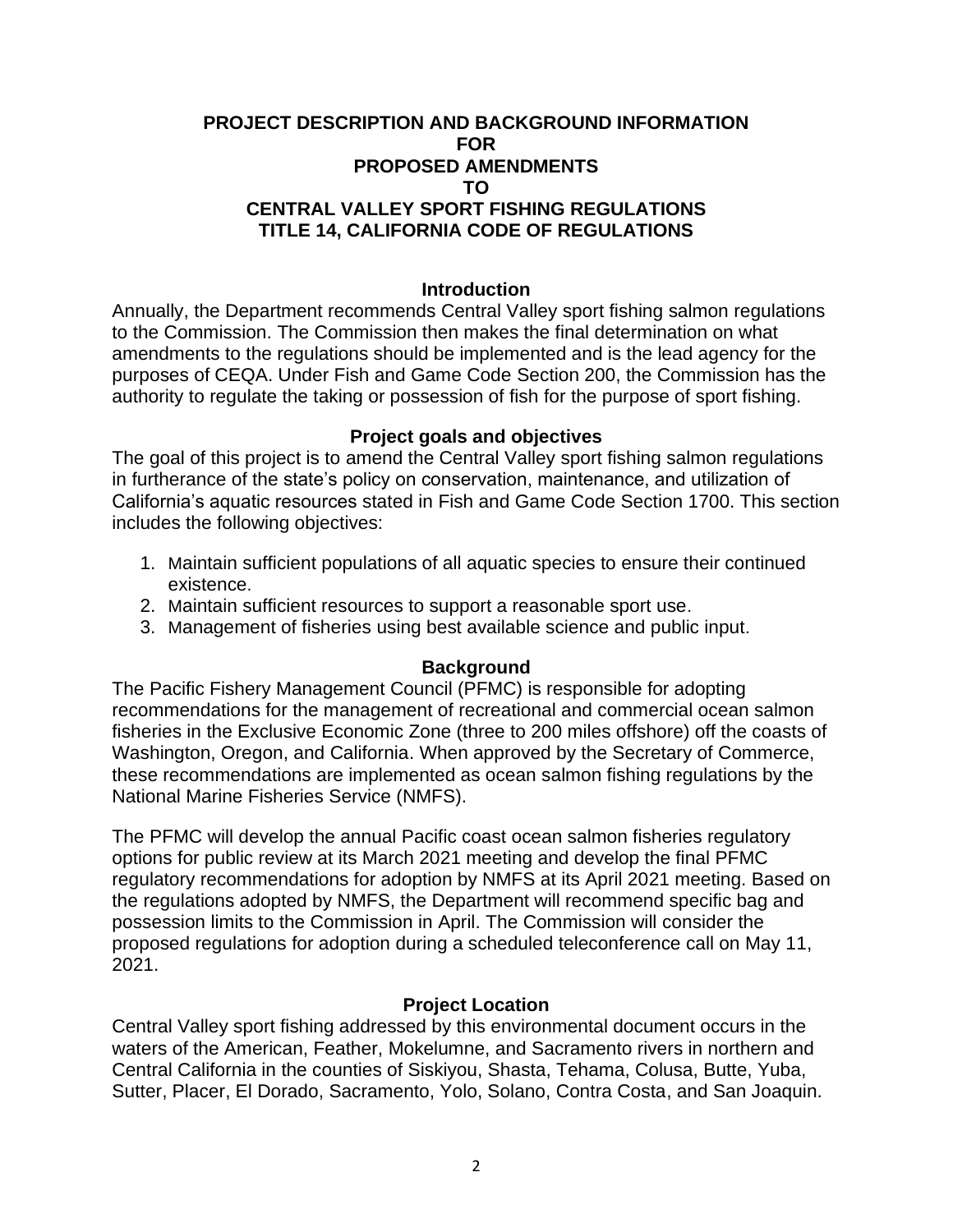# PROJECT DESCRIPTION AND BACKGROUND INFORMATION FOR PROPOSED AMENDMENTS TO CENTRAL VALLEY SPORT FISHING REGULATIONS TITLE 14, CALIFORNIA CODE OF REGULATIONS

## Introduction

Annually, the Department recommends Central Valley sport fishing salmon regulations to the Commission. The Commission then makes the final determination on what amendments to the regulations should be implemented and is the lead agency for the purposes of CEQA. Under Fish and Game Code Section 200, the Commission has the authority to regulate the taking or possession of fish for the purpose of sport fishing.

## Project goals and objectives

The goal of this project is to amend the Central Valley sport fishing salmon regulations in furtherance of the state's policy on conservation, maintenance, and utilization of California's aquatic resources stated in Fish and Game Code Section 1700. This section includes the following objectives:

1. Maintain sufficient populations of all aquatic species to ensure their continued existence.
2. Maintain sufficient resources to support a reasonable sport use.
3. Management of fisheries using best available science and public input.

## Background

The Pacific Fishery Management Council (PFMC) is responsible for adopting recommendations for the management of recreational and commercial ocean salmon fisheries in the Exclusive Economic Zone (three to 200 miles offshore) off the coasts of Washington, Oregon, and California. When approved by the Secretary of Commerce, these recommendations are implemented as ocean salmon fishing regulations by the National Marine Fisheries Service (NMFS).

The PFMC will develop the annual Pacific coast ocean salmon fisheries regulatory options for public review at its March 2021 meeting and develop the final PFMC regulatory recommendations for adoption by NMFS at its April 2021 meeting. Based on the regulations adopted by NMFS, the Department will recommend specific bag and possession limits to the Commission in April. The Commission will consider the proposed regulations for adoption during a scheduled teleconference call on May 11, 2021.

## Project Location

Central Valley sport fishing addressed by this environmental document occurs in the waters of the American, Feather, Mokelumne, and Sacramento rivers in northern and Central California in the counties of Siskiyou, Shasta, Tehama, Colusa, Butte, Yuba, Sutter, Placer, El Dorado, Sacramento, Yolo, Solano, Contra Costa, and San Joaquin.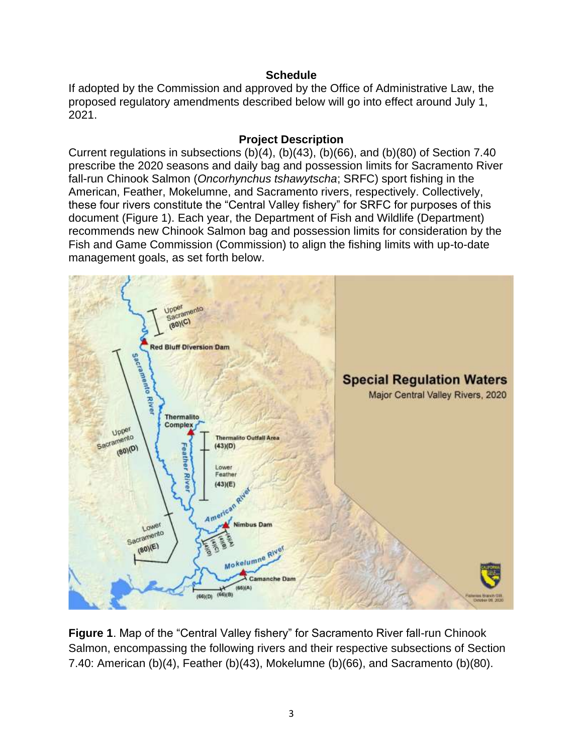## Schedule

If adopted by the Commission and approved by the Office of Administrative Law, the proposed regulatory amendments described below will go into effect around July 1, 2021.

## Project Description

Current regulations in subsections (b)(4), (b)(43), (b)(66), and (b)(80) of Section 7.40 prescribe the 2020 seasons and daily bag and possession limits for Sacramento River fall-run Chinook Salmon (*Oncorhynchus tshawytscha*; SRFC) sport fishing in the American, Feather, Mokelumne, and Sacramento rivers, respectively. Collectively, these four rivers constitute the "Central Valley fishery" for SRFC for purposes of this document (Figure 1). Each year, the Department of Fish and Wildlife (Department) recommends new Chinook Salmon bag and possession limits for consideration by the Fish and Game Commission (Commission) to align the fishing limits with up-to-date management goals, as set forth below.

**Figure 1**. Map of the "Central Valley fishery" for Sacramento River fall-run Chinook Salmon, encompassing the following rivers and their respective subsections of Section 7.40: American (b)(4), Feather (b)(43), Mokelumne (b)(66), and Sacramento (b)(80).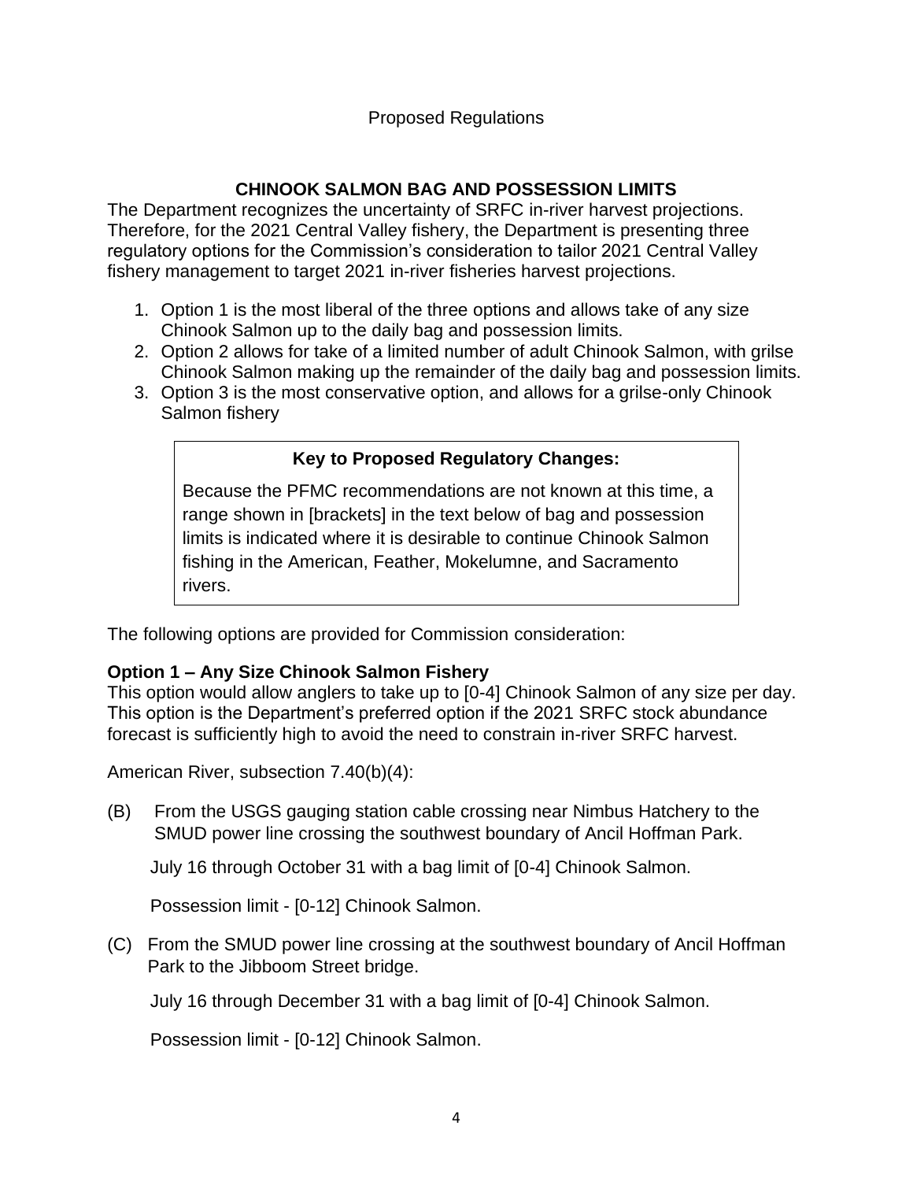Proposed Regulations

## CHINOOK SALMON BAG AND POSSESSION LIMITS

The Department recognizes the uncertainty of SRFC in-river harvest projections. Therefore, for the 2021 Central Valley fishery, the Department is presenting three regulatory options for the Commission's consideration to tailor 2021 Central Valley fishery management to target 2021 in-river fisheries harvest projections.

1. Option 1 is the most liberal of the three options and allows take of any size Chinook Salmon up to the daily bag and possession limits.
2. Option 2 allows for take of a limited number of adult Chinook Salmon, with grilse Chinook Salmon making up the remainder of the daily bag and possession limits.
3. Option 3 is the most conservative option, and allows for a grilse-only Chinook Salmon fishery

**Key to Proposed Regulatory Changes:**

Because the PFMC recommendations are not known at this time, a range shown in [brackets] in the text below of bag and possession limits is indicated where it is desirable to continue Chinook Salmon fishing in the American, Feather, Mokelumne, and Sacramento rivers.

The following options are provided for Commission consideration:

### Option 1 – Any Size Chinook Salmon Fishery

This option would allow anglers to take up to [0-4] Chinook Salmon of any size per day. This option is the Department's preferred option if the 2021 SRFC stock abundance forecast is sufficiently high to avoid the need to constrain in-river SRFC harvest.

American River, subsection 7.40(b)(4):

(B) From the USGS gauging station cable crossing near Nimbus Hatchery to the SMUD power line crossing the southwest boundary of Ancil Hoffman Park.

July 16 through October 31 with a bag limit of [0-4] Chinook Salmon.

Possession limit - [0-12] Chinook Salmon.

(C) From the SMUD power line crossing at the southwest boundary of Ancil Hoffman Park to the Jibboom Street bridge.

July 16 through December 31 with a bag limit of [0-4] Chinook Salmon.

Possession limit - [0-12] Chinook Salmon.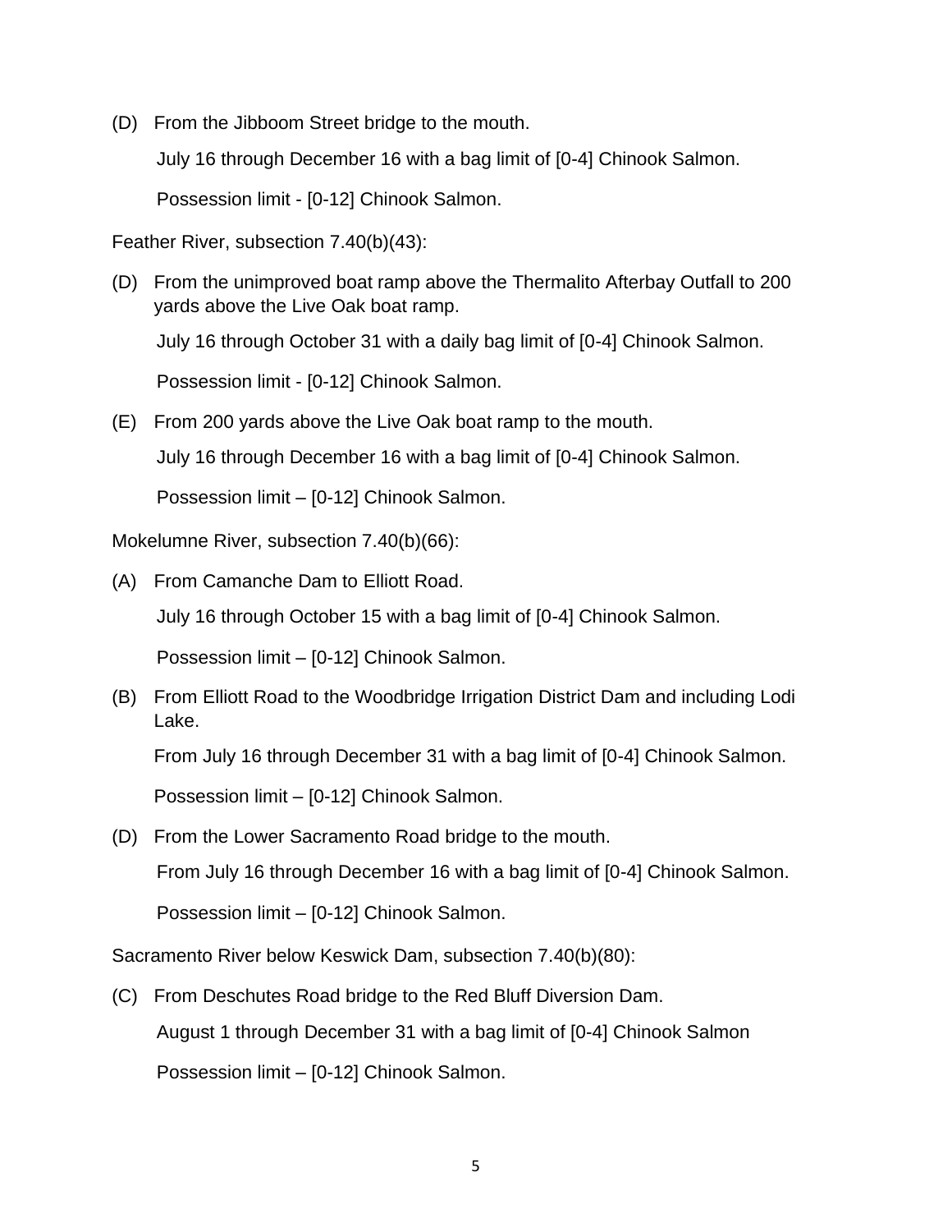(D) From the Jibboom Street bridge to the mouth.

July 16 through December 16 with a bag limit of [0-4] Chinook Salmon.

Possession limit - [0-12] Chinook Salmon.

Feather River, subsection 7.40(b)(43):

(D) From the unimproved boat ramp above the Thermalito Afterbay Outfall to 200 yards above the Live Oak boat ramp.

July 16 through October 31 with a daily bag limit of [0-4] Chinook Salmon.

Possession limit - [0-12] Chinook Salmon.

(E) From 200 yards above the Live Oak boat ramp to the mouth.

July 16 through December 16 with a bag limit of [0-4] Chinook Salmon.

Possession limit – [0-12] Chinook Salmon.

Mokelumne River, subsection 7.40(b)(66):

(A) From Camanche Dam to Elliott Road.

July 16 through October 15 with a bag limit of [0-4] Chinook Salmon.

Possession limit – [0-12] Chinook Salmon.

(B) From Elliott Road to the Woodbridge Irrigation District Dam and including Lodi Lake.

From July 16 through December 31 with a bag limit of [0-4] Chinook Salmon.

Possession limit – [0-12] Chinook Salmon.

(D) From the Lower Sacramento Road bridge to the mouth.

From July 16 through December 16 with a bag limit of [0-4] Chinook Salmon.

Possession limit – [0-12] Chinook Salmon.

Sacramento River below Keswick Dam, subsection 7.40(b)(80):

(C) From Deschutes Road bridge to the Red Bluff Diversion Dam.

August 1 through December 31 with a bag limit of [0-4] Chinook Salmon

Possession limit – [0-12] Chinook Salmon.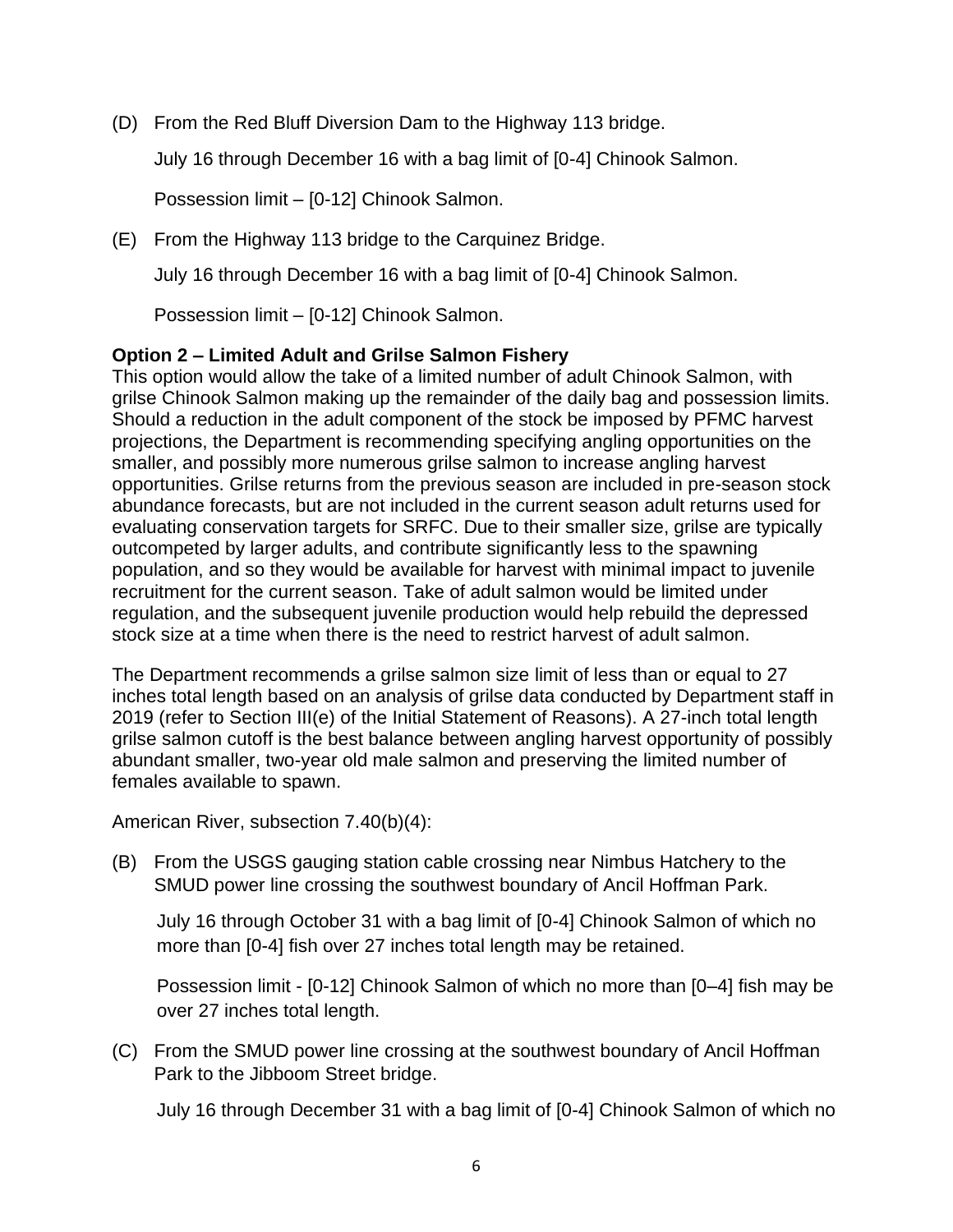(D) From the Red Bluff Diversion Dam to the Highway 113 bridge.

July 16 through December 16 with a bag limit of [0-4] Chinook Salmon.

Possession limit – [0-12] Chinook Salmon.

(E) From the Highway 113 bridge to the Carquinez Bridge.

July 16 through December 16 with a bag limit of [0-4] Chinook Salmon.

Possession limit – [0-12] Chinook Salmon.

**Option 2 – Limited Adult and Grilse Salmon Fishery**

This option would allow the take of a limited number of adult Chinook Salmon, with grilse Chinook Salmon making up the remainder of the daily bag and possession limits. Should a reduction in the adult component of the stock be imposed by PFMC harvest projections, the Department is recommending specifying angling opportunities on the smaller, and possibly more numerous grilse salmon to increase angling harvest opportunities. Grilse returns from the previous season are included in pre-season stock abundance forecasts, but are not included in the current season adult returns used for evaluating conservation targets for SRFC. Due to their smaller size, grilse are typically outcompeted by larger adults, and contribute significantly less to the spawning population, and so they would be available for harvest with minimal impact to juvenile recruitment for the current season. Take of adult salmon would be limited under regulation, and the subsequent juvenile production would help rebuild the depressed stock size at a time when there is the need to restrict harvest of adult salmon.

The Department recommends a grilse salmon size limit of less than or equal to 27 inches total length based on an analysis of grilse data conducted by Department staff in 2019 (refer to Section III(e) of the Initial Statement of Reasons). A 27-inch total length grilse salmon cutoff is the best balance between angling harvest opportunity of possibly abundant smaller, two-year old male salmon and preserving the limited number of females available to spawn.

American River, subsection 7.40(b)(4):

(B) From the USGS gauging station cable crossing near Nimbus Hatchery to the SMUD power line crossing the southwest boundary of Ancil Hoffman Park.

July 16 through October 31 with a bag limit of [0-4] Chinook Salmon of which no more than [0-4] fish over 27 inches total length may be retained.

Possession limit - [0-12] Chinook Salmon of which no more than [0–4] fish may be over 27 inches total length.

(C) From the SMUD power line crossing at the southwest boundary of Ancil Hoffman Park to the Jibboom Street bridge.

July 16 through December 31 with a bag limit of [0-4] Chinook Salmon of which no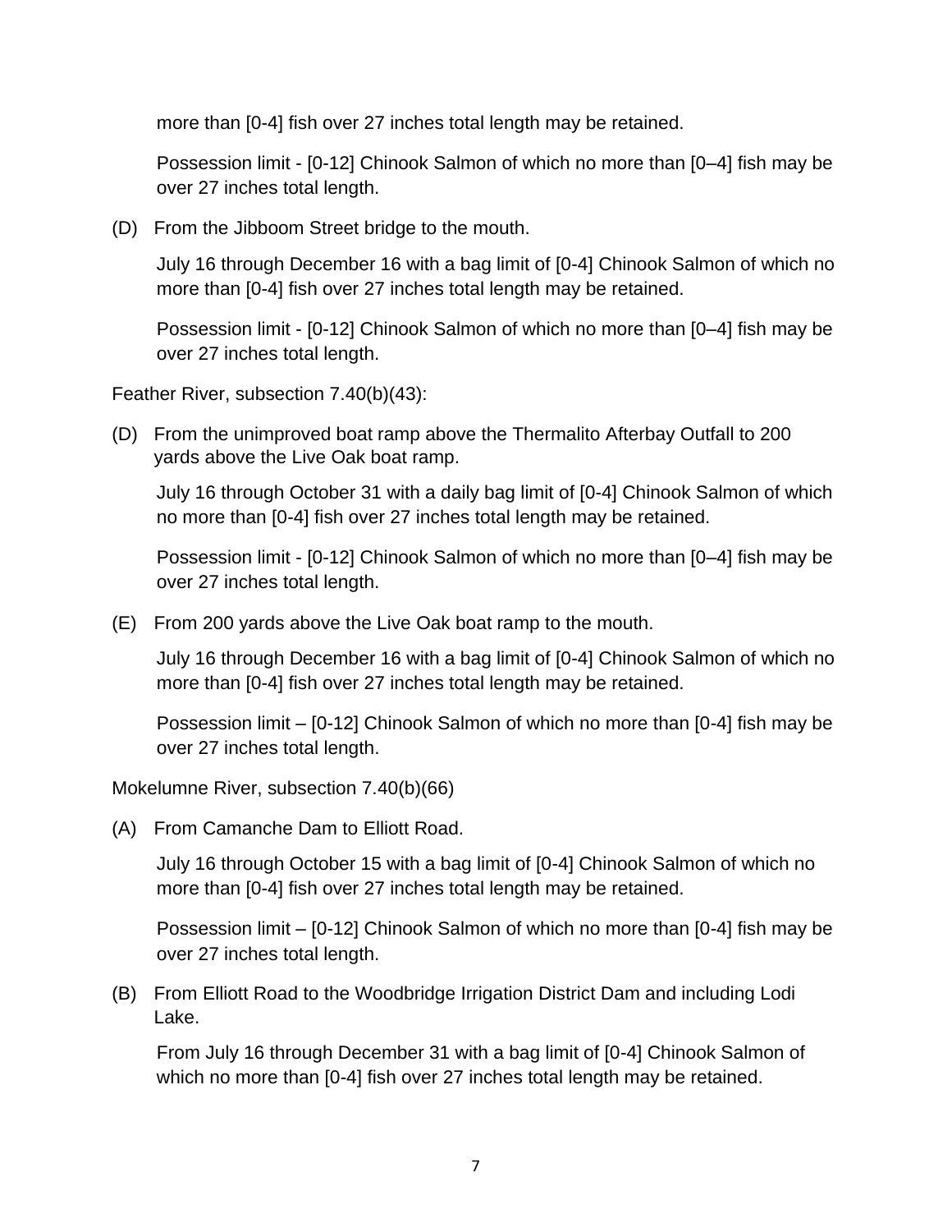more than [0-4] fish over 27 inches total length may be retained.

Possession limit - [0-12] Chinook Salmon of which no more than [0–4] fish may be over 27 inches total length.

(D) From the Jibboom Street bridge to the mouth.

July 16 through December 16 with a bag limit of [0-4] Chinook Salmon of which no more than [0-4] fish over 27 inches total length may be retained.

Possession limit - [0-12] Chinook Salmon of which no more than [0–4] fish may be over 27 inches total length.

Feather River, subsection 7.40(b)(43):

(D) From the unimproved boat ramp above the Thermalito Afterbay Outfall to 200 yards above the Live Oak boat ramp.

July 16 through October 31 with a daily bag limit of [0-4] Chinook Salmon of which no more than [0-4] fish over 27 inches total length may be retained.

Possession limit - [0-12] Chinook Salmon of which no more than [0–4] fish may be over 27 inches total length.

(E) From 200 yards above the Live Oak boat ramp to the mouth.

July 16 through December 16 with a bag limit of [0-4] Chinook Salmon of which no more than [0-4] fish over 27 inches total length may be retained.

Possession limit – [0-12] Chinook Salmon of which no more than [0-4] fish may be over 27 inches total length.

Mokelumne River, subsection 7.40(b)(66)

(A) From Camanche Dam to Elliott Road.

July 16 through October 15 with a bag limit of [0-4] Chinook Salmon of which no more than [0-4] fish over 27 inches total length may be retained.

Possession limit – [0-12] Chinook Salmon of which no more than [0-4] fish may be over 27 inches total length.

(B) From Elliott Road to the Woodbridge Irrigation District Dam and including Lodi Lake.

From July 16 through December 31 with a bag limit of [0-4] Chinook Salmon of which no more than [0-4] fish over 27 inches total length may be retained.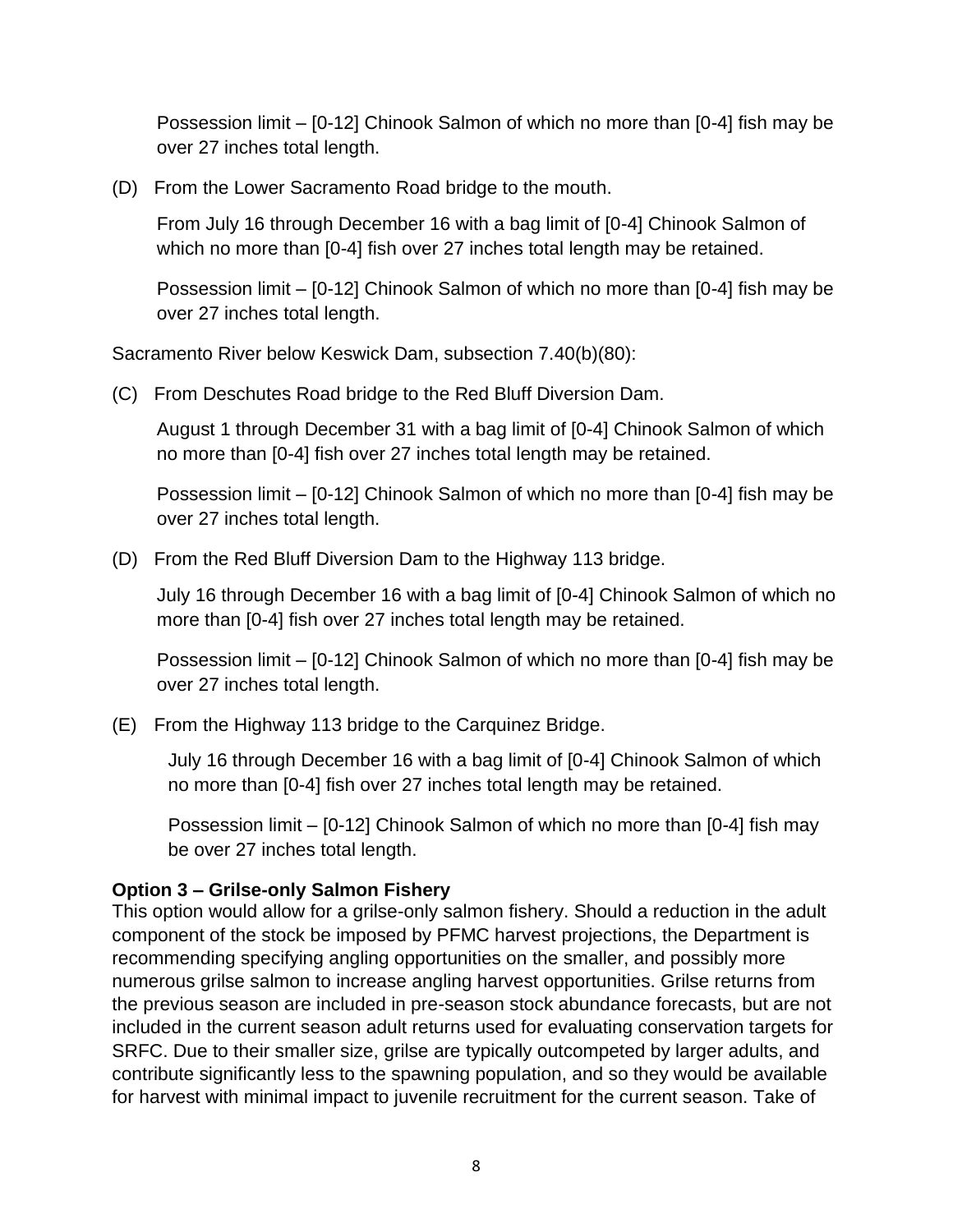Possession limit – [0-12] Chinook Salmon of which no more than [0-4] fish may be over 27 inches total length.

(D) From the Lower Sacramento Road bridge to the mouth.

From July 16 through December 16 with a bag limit of [0-4] Chinook Salmon of which no more than [0-4] fish over 27 inches total length may be retained.

Possession limit – [0-12] Chinook Salmon of which no more than [0-4] fish may be over 27 inches total length.

Sacramento River below Keswick Dam, subsection 7.40(b)(80):

(C) From Deschutes Road bridge to the Red Bluff Diversion Dam.

August 1 through December 31 with a bag limit of [0-4] Chinook Salmon of which no more than [0-4] fish over 27 inches total length may be retained.

Possession limit – [0-12] Chinook Salmon of which no more than [0-4] fish may be over 27 inches total length.

(D) From the Red Bluff Diversion Dam to the Highway 113 bridge.

July 16 through December 16 with a bag limit of [0-4] Chinook Salmon of which no more than [0-4] fish over 27 inches total length may be retained.

Possession limit – [0-12] Chinook Salmon of which no more than [0-4] fish may be over 27 inches total length.

(E) From the Highway 113 bridge to the Carquinez Bridge.

July 16 through December 16 with a bag limit of [0-4] Chinook Salmon of which no more than [0-4] fish over 27 inches total length may be retained.

Possession limit – [0-12] Chinook Salmon of which no more than [0-4] fish may be over 27 inches total length.

**Option 3 – Grilse-only Salmon Fishery**

This option would allow for a grilse-only salmon fishery. Should a reduction in the adult component of the stock be imposed by PFMC harvest projections, the Department is recommending specifying angling opportunities on the smaller, and possibly more numerous grilse salmon to increase angling harvest opportunities. Grilse returns from the previous season are included in pre-season stock abundance forecasts, but are not included in the current season adult returns used for evaluating conservation targets for SRFC. Due to their smaller size, grilse are typically outcompeted by larger adults, and contribute significantly less to the spawning population, and so they would be available for harvest with minimal impact to juvenile recruitment for the current season. Take of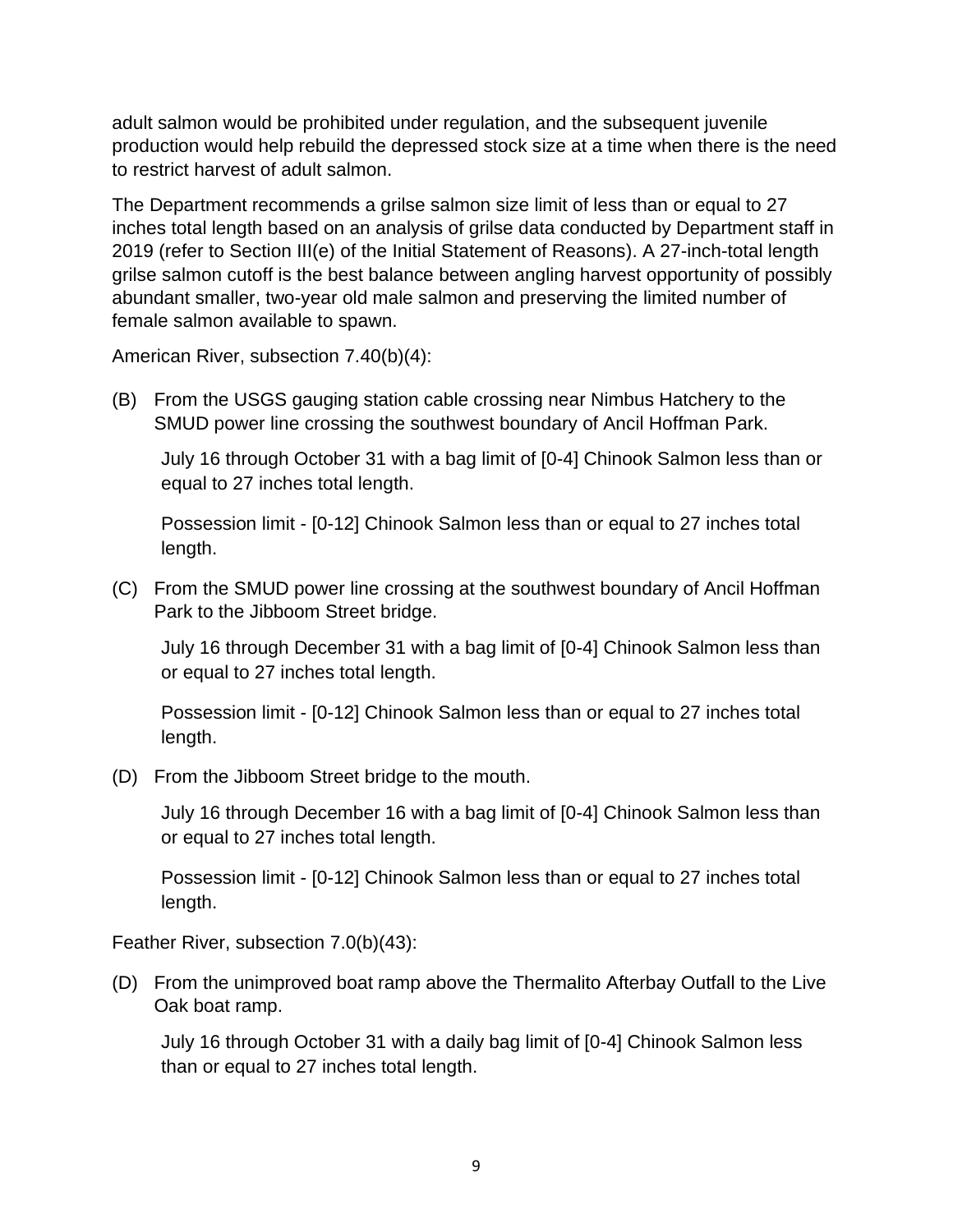adult salmon would be prohibited under regulation, and the subsequent juvenile production would help rebuild the depressed stock size at a time when there is the need to restrict harvest of adult salmon.

The Department recommends a grilse salmon size limit of less than or equal to 27 inches total length based on an analysis of grilse data conducted by Department staff in 2019 (refer to Section III(e) of the Initial Statement of Reasons). A 27-inch-total length grilse salmon cutoff is the best balance between angling harvest opportunity of possibly abundant smaller, two-year old male salmon and preserving the limited number of female salmon available to spawn.

American River, subsection 7.40(b)(4):

(B) From the USGS gauging station cable crossing near Nimbus Hatchery to the SMUD power line crossing the southwest boundary of Ancil Hoffman Park.

July 16 through October 31 with a bag limit of [0-4] Chinook Salmon less than or equal to 27 inches total length.

Possession limit - [0-12] Chinook Salmon less than or equal to 27 inches total length.

(C) From the SMUD power line crossing at the southwest boundary of Ancil Hoffman Park to the Jibboom Street bridge.

July 16 through December 31 with a bag limit of [0-4] Chinook Salmon less than or equal to 27 inches total length.

Possession limit - [0-12] Chinook Salmon less than or equal to 27 inches total length.

(D) From the Jibboom Street bridge to the mouth.

July 16 through December 16 with a bag limit of [0-4] Chinook Salmon less than or equal to 27 inches total length.

Possession limit - [0-12] Chinook Salmon less than or equal to 27 inches total length.

Feather River, subsection 7.0(b)(43):

(D) From the unimproved boat ramp above the Thermalito Afterbay Outfall to the Live Oak boat ramp.

July 16 through October 31 with a daily bag limit of [0-4] Chinook Salmon less than or equal to 27 inches total length.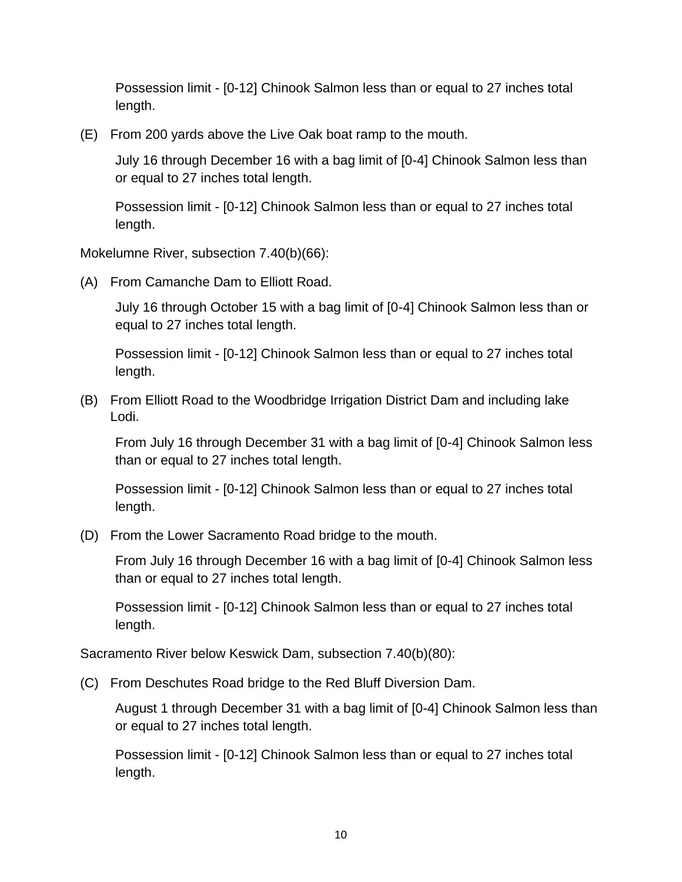Possession limit - [0-12] Chinook Salmon less than or equal to 27 inches total length.

(E) From 200 yards above the Live Oak boat ramp to the mouth.

July 16 through December 16 with a bag limit of [0-4] Chinook Salmon less than or equal to 27 inches total length.

Possession limit - [0-12] Chinook Salmon less than or equal to 27 inches total length.

Mokelumne River, subsection 7.40(b)(66):

(A) From Camanche Dam to Elliott Road.

July 16 through October 15 with a bag limit of [0-4] Chinook Salmon less than or equal to 27 inches total length.

Possession limit - [0-12] Chinook Salmon less than or equal to 27 inches total length.

(B) From Elliott Road to the Woodbridge Irrigation District Dam and including lake Lodi.

From July 16 through December 31 with a bag limit of [0-4] Chinook Salmon less than or equal to 27 inches total length.

Possession limit - [0-12] Chinook Salmon less than or equal to 27 inches total length.

(D) From the Lower Sacramento Road bridge to the mouth.

From July 16 through December 16 with a bag limit of [0-4] Chinook Salmon less than or equal to 27 inches total length.

Possession limit - [0-12] Chinook Salmon less than or equal to 27 inches total length.

Sacramento River below Keswick Dam, subsection 7.40(b)(80):

(C) From Deschutes Road bridge to the Red Bluff Diversion Dam.

August 1 through December 31 with a bag limit of [0-4] Chinook Salmon less than or equal to 27 inches total length.

Possession limit - [0-12] Chinook Salmon less than or equal to 27 inches total length.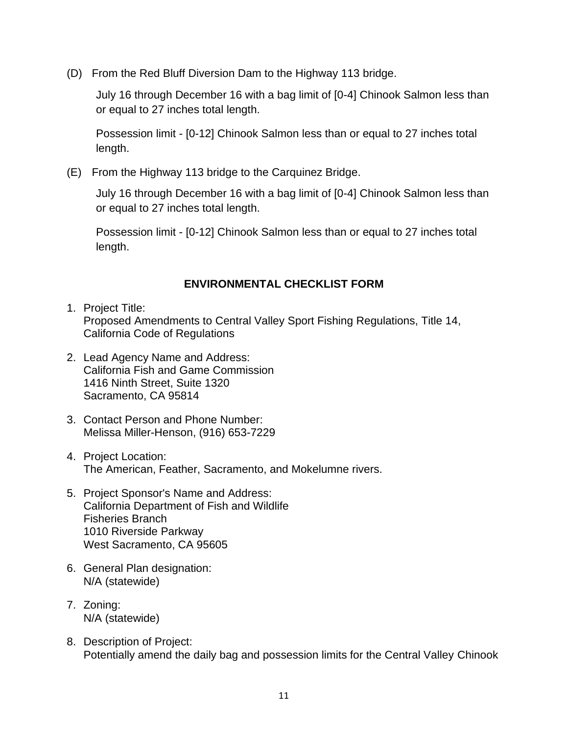(D) From the Red Bluff Diversion Dam to the Highway 113 bridge.

July 16 through December 16 with a bag limit of [0-4] Chinook Salmon less than or equal to 27 inches total length.

Possession limit - [0-12] Chinook Salmon less than or equal to 27 inches total length.

(E) From the Highway 113 bridge to the Carquinez Bridge.

July 16 through December 16 with a bag limit of [0-4] Chinook Salmon less than or equal to 27 inches total length.

Possession limit - [0-12] Chinook Salmon less than or equal to 27 inches total length.

## ENVIRONMENTAL CHECKLIST FORM

1. Project Title:
   Proposed Amendments to Central Valley Sport Fishing Regulations, Title 14, California Code of Regulations

2. Lead Agency Name and Address:
   California Fish and Game Commission
   1416 Ninth Street, Suite 1320
   Sacramento, CA 95814

3. Contact Person and Phone Number:
   Melissa Miller-Henson, (916) 653-7229

4. Project Location:
   The American, Feather, Sacramento, and Mokelumne rivers.

5. Project Sponsor's Name and Address:
   California Department of Fish and Wildlife
   Fisheries Branch
   1010 Riverside Parkway
   West Sacramento, CA 95605

6. General Plan designation:
   N/A (statewide)

7. Zoning:
   N/A (statewide)

8. Description of Project:
   Potentially amend the daily bag and possession limits for the Central Valley Chinook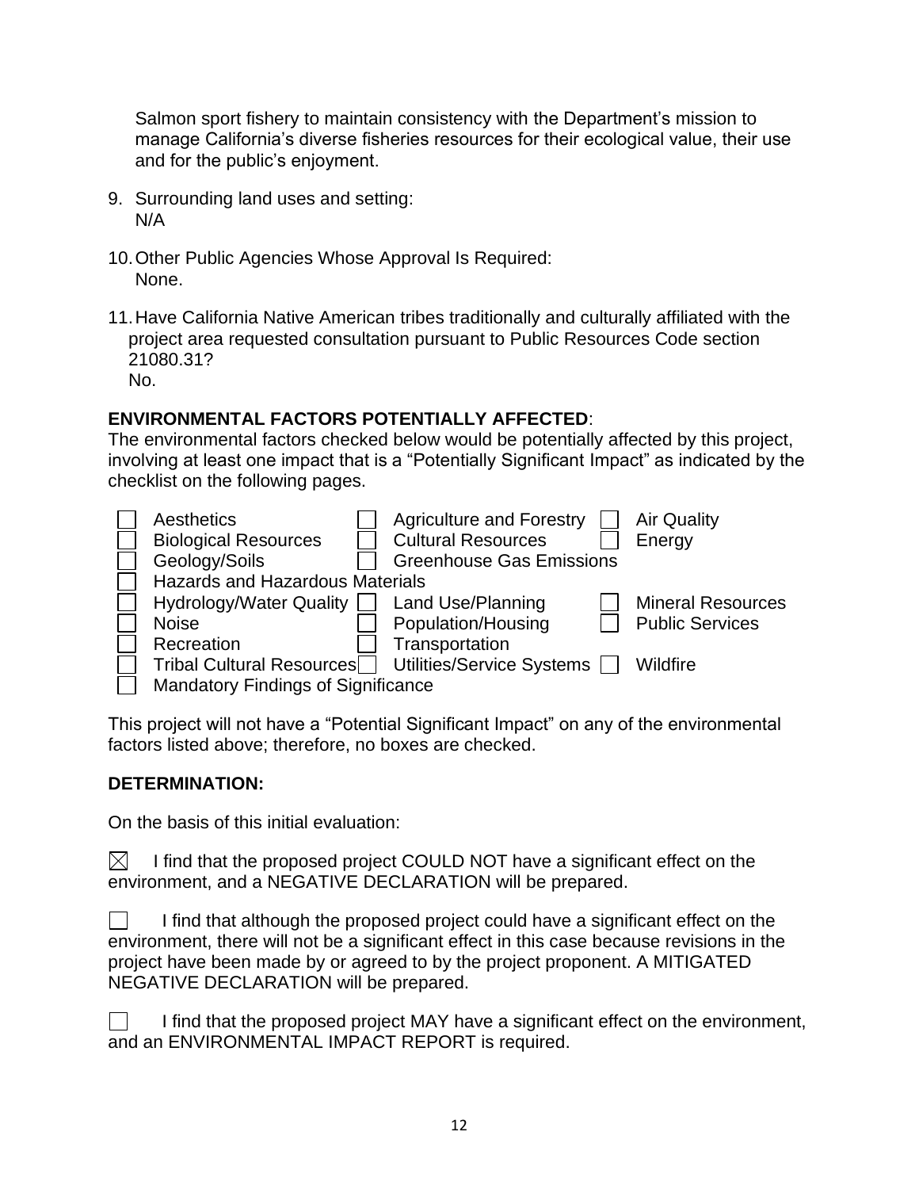Salmon sport fishery to maintain consistency with the Department's mission to manage California's diverse fisheries resources for their ecological value, their use and for the public's enjoyment.

9. Surrounding land uses and setting:
   N/A

10. Other Public Agencies Whose Approval Is Required:
    None.

11. Have California Native American tribes traditionally and culturally affiliated with the project area requested consultation pursuant to Public Resources Code section 21080.31?
    No.

**ENVIRONMENTAL FACTORS POTENTIALLY AFFECTED**:

The environmental factors checked below would be potentially affected by this project, involving at least one impact that is a "Potentially Significant Impact" as indicated by the checklist on the following pages.

| | | |
|---|---|---|
| ☐ Aesthetics | ☐ Agriculture and Forestry | ☐ Air Quality |
| ☐ Biological Resources | ☐ Cultural Resources | ☐ Energy |
| ☐ Geology/Soils | ☐ Greenhouse Gas Emissions | |
| ☐ Hazards and Hazardous Materials | | |
| ☐ Hydrology/Water Quality | ☐ Land Use/Planning | ☐ Mineral Resources |
| ☐ Noise | ☐ Population/Housing | ☐ Public Services |
| ☐ Recreation | ☐ Transportation | |
| ☐ Tribal Cultural Resources | ☐ Utilities/Service Systems | ☐ Wildfire |
| ☐ Mandatory Findings of Significance | | |

This project will not have a "Potential Significant Impact" on any of the environmental factors listed above; therefore, no boxes are checked.

**DETERMINATION:**

On the basis of this initial evaluation:

☒ I find that the proposed project COULD NOT have a significant effect on the environment, and a NEGATIVE DECLARATION will be prepared.

☐ I find that although the proposed project could have a significant effect on the environment, there will not be a significant effect in this case because revisions in the project have been made by or agreed to by the project proponent. A MITIGATED NEGATIVE DECLARATION will be prepared.

☐ I find that the proposed project MAY have a significant effect on the environment, and an ENVIRONMENTAL IMPACT REPORT is required.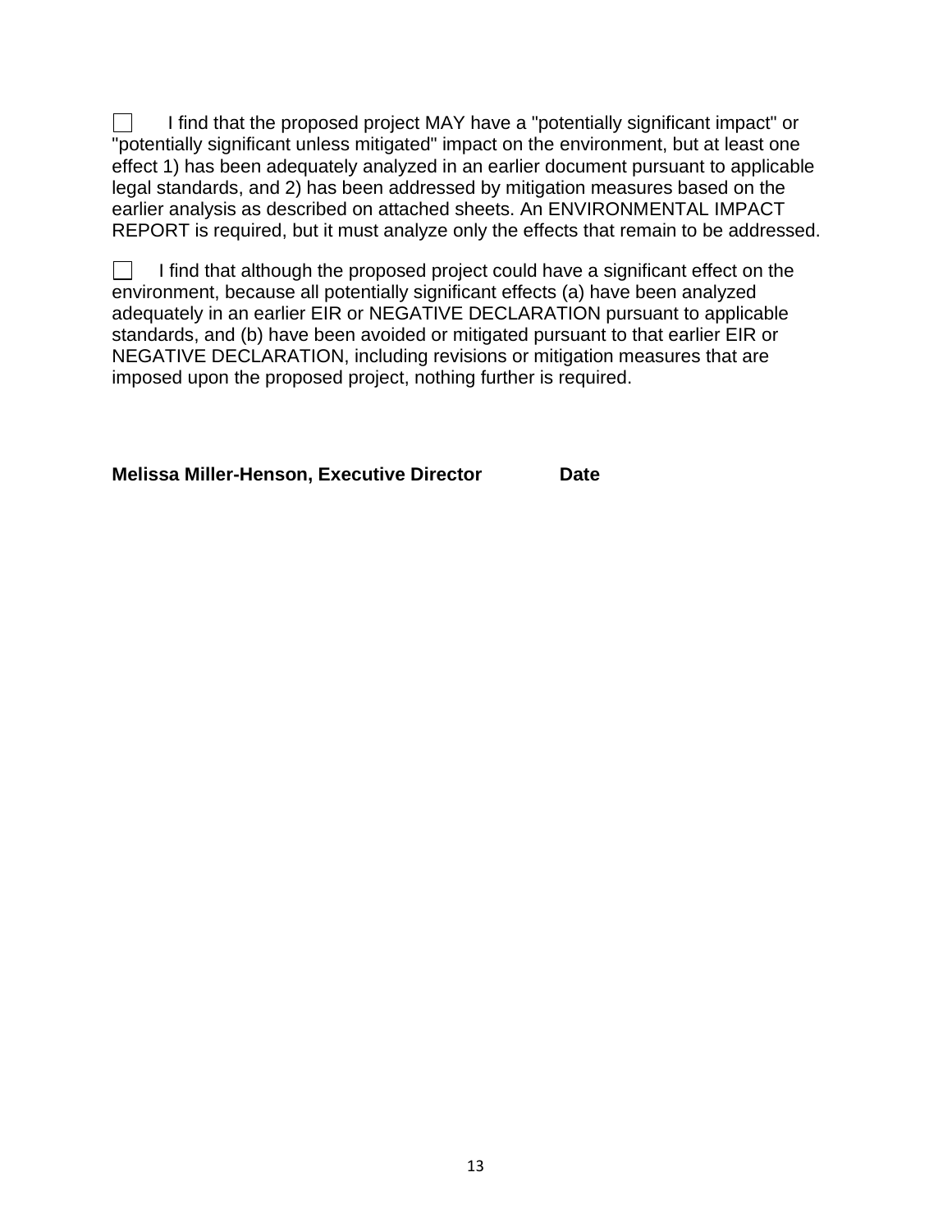☐ I find that the proposed project MAY have a "potentially significant impact" or "potentially significant unless mitigated" impact on the environment, but at least one effect 1) has been adequately analyzed in an earlier document pursuant to applicable legal standards, and 2) has been addressed by mitigation measures based on the earlier analysis as described on attached sheets. An ENVIRONMENTAL IMPACT REPORT is required, but it must analyze only the effects that remain to be addressed.

☐ I find that although the proposed project could have a significant effect on the environment, because all potentially significant effects (a) have been analyzed adequately in an earlier EIR or NEGATIVE DECLARATION pursuant to applicable standards, and (b) have been avoided or mitigated pursuant to that earlier EIR or NEGATIVE DECLARATION, including revisions or mitigation measures that are imposed upon the proposed project, nothing further is required.

**Melissa Miller-Henson, Executive Director** **Date**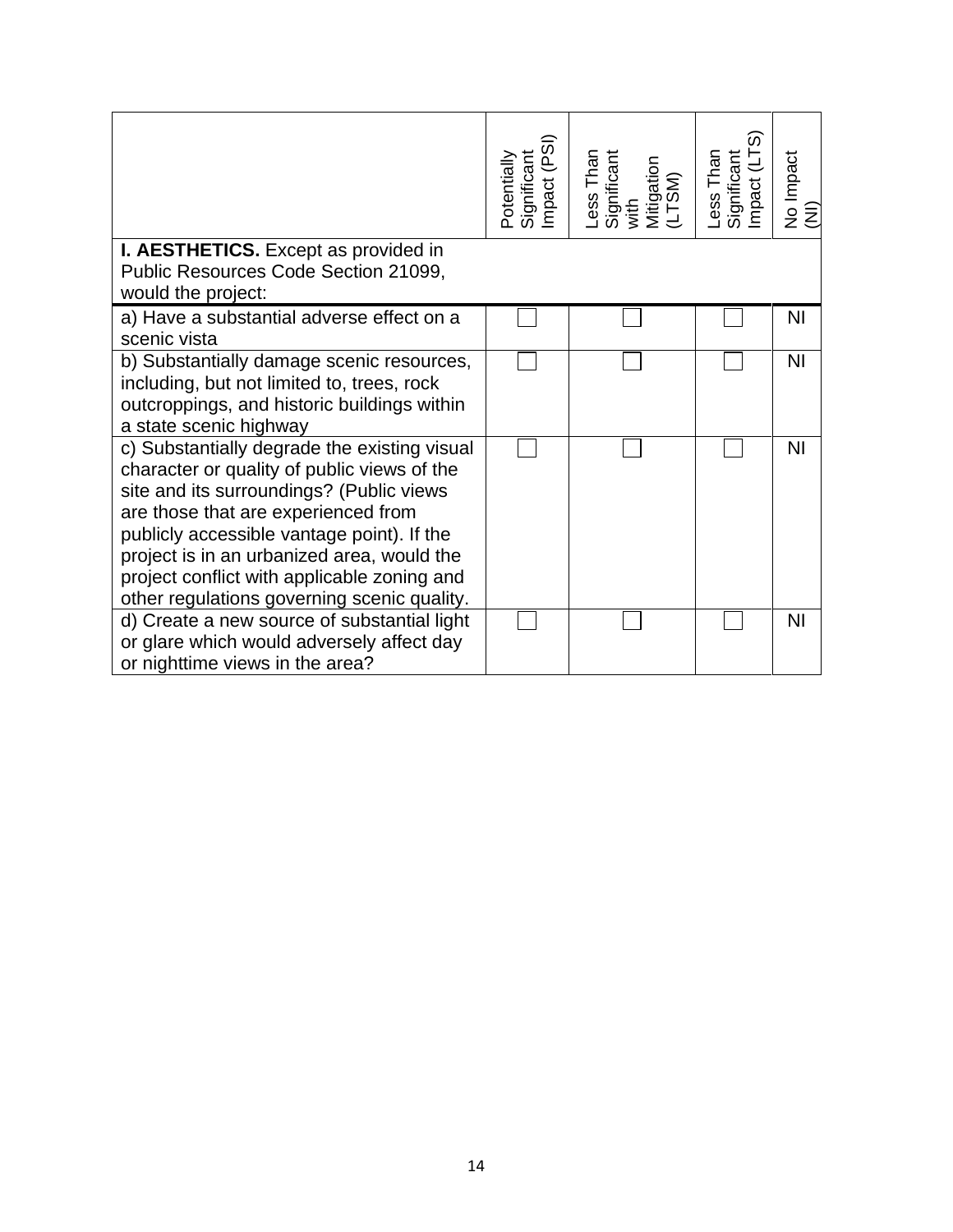| | Potentially Significant Impact (PSI) | Less Than Significant with Mitigation (LTSM) | Less Than Significant Impact (LTS) | No Impact (NI) |
|---|---|---|---|---|
| **I. AESTHETICS.** Except as provided in Public Resources Code Section 21099, would the project: | | | | |
| a) Have a substantial adverse effect on a scenic vista | ☐ | ☐ | ☐ | NI |
| b) Substantially damage scenic resources, including, but not limited to, trees, rock outcroppings, and historic buildings within a state scenic highway | ☐ | ☐ | ☐ | NI |
| c) Substantially degrade the existing visual character or quality of public views of the site and its surroundings? (Public views are those that are experienced from publicly accessible vantage point). If the project is in an urbanized area, would the project conflict with applicable zoning and other regulations governing scenic quality. | ☐ | ☐ | ☐ | NI |
| d) Create a new source of substantial light or glare which would adversely affect day or nighttime views in the area? | ☐ | ☐ | ☐ | NI |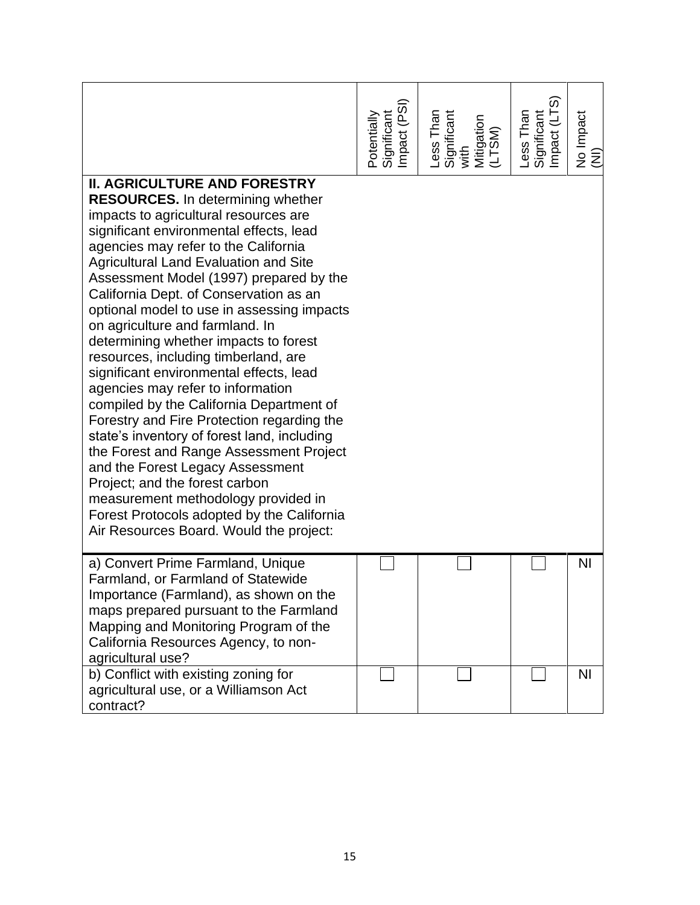| | Potentially Significant Impact (PSI) | Less Than Significant with Mitigation (LTSM) | Less Than Significant Impact (LTS) | No Impact (NI) |
|---|---|---|---|---|
| **II. AGRICULTURE AND FORESTRY RESOURCES.** In determining whether impacts to agricultural resources are significant environmental effects, lead agencies may refer to the California Agricultural Land Evaluation and Site Assessment Model (1997) prepared by the California Dept. of Conservation as an optional model to use in assessing impacts on agriculture and farmland. In determining whether impacts to forest resources, including timberland, are significant environmental effects, lead agencies may refer to information compiled by the California Department of Forestry and Fire Protection regarding the state's inventory of forest land, including the Forest and Range Assessment Project and the Forest Legacy Assessment Project; and the forest carbon measurement methodology provided in Forest Protocols adopted by the California Air Resources Board. Would the project: | | | | |
| a) Convert Prime Farmland, Unique Farmland, or Farmland of Statewide Importance (Farmland), as shown on the maps prepared pursuant to the Farmland Mapping and Monitoring Program of the California Resources Agency, to non-agricultural use? | ☐ | ☐ | ☐ | NI |
| b) Conflict with existing zoning for agricultural use, or a Williamson Act contract? | ☐ | ☐ | ☐ | NI |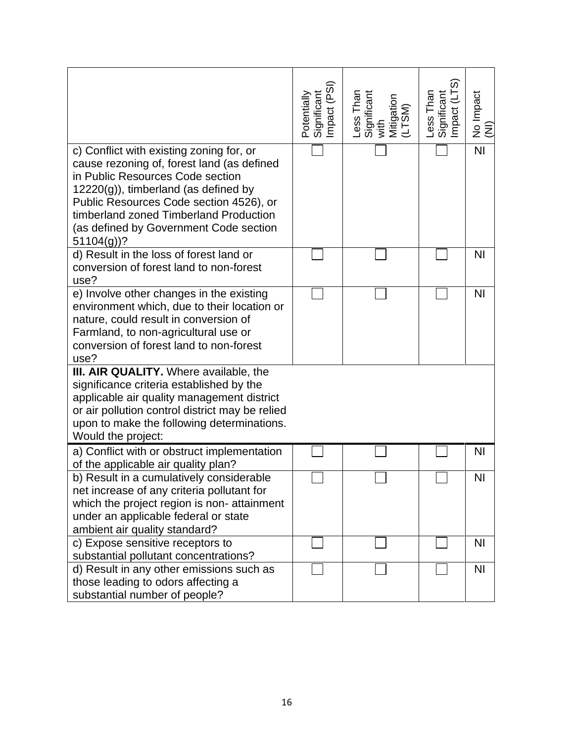| | Potentially Significant Impact (PSI) | Less Than Significant with Mitigation (LTSM) | Less Than Significant Impact (LTS) | No Impact (NI) |
|---|---|---|---|---|
| c) Conflict with existing zoning for, or cause rezoning of, forest land (as defined in Public Resources Code section 12220(g)), timberland (as defined by Public Resources Code section 4526), or timberland zoned Timberland Production (as defined by Government Code section 51104(g))? | ☐ | ☐ | ☐ | NI |
| d) Result in the loss of forest land or conversion of forest land to non-forest use? | ☐ | ☐ | ☐ | NI |
| e) Involve other changes in the existing environment which, due to their location or nature, could result in conversion of Farmland, to non-agricultural use or conversion of forest land to non-forest use? | ☐ | ☐ | ☐ | NI |
| **III. AIR QUALITY.** Where available, the significance criteria established by the applicable air quality management district or air pollution control district may be relied upon to make the following determinations. Would the project: | | | | |
| a) Conflict with or obstruct implementation of the applicable air quality plan? | ☐ | ☐ | ☐ | NI |
| b) Result in a cumulatively considerable net increase of any criteria pollutant for which the project region is non- attainment under an applicable federal or state ambient air quality standard? | ☐ | ☐ | ☐ | NI |
| c) Expose sensitive receptors to substantial pollutant concentrations? | ☐ | ☐ | ☐ | NI |
| d) Result in any other emissions such as those leading to odors affecting a substantial number of people? | ☐ | ☐ | ☐ | NI |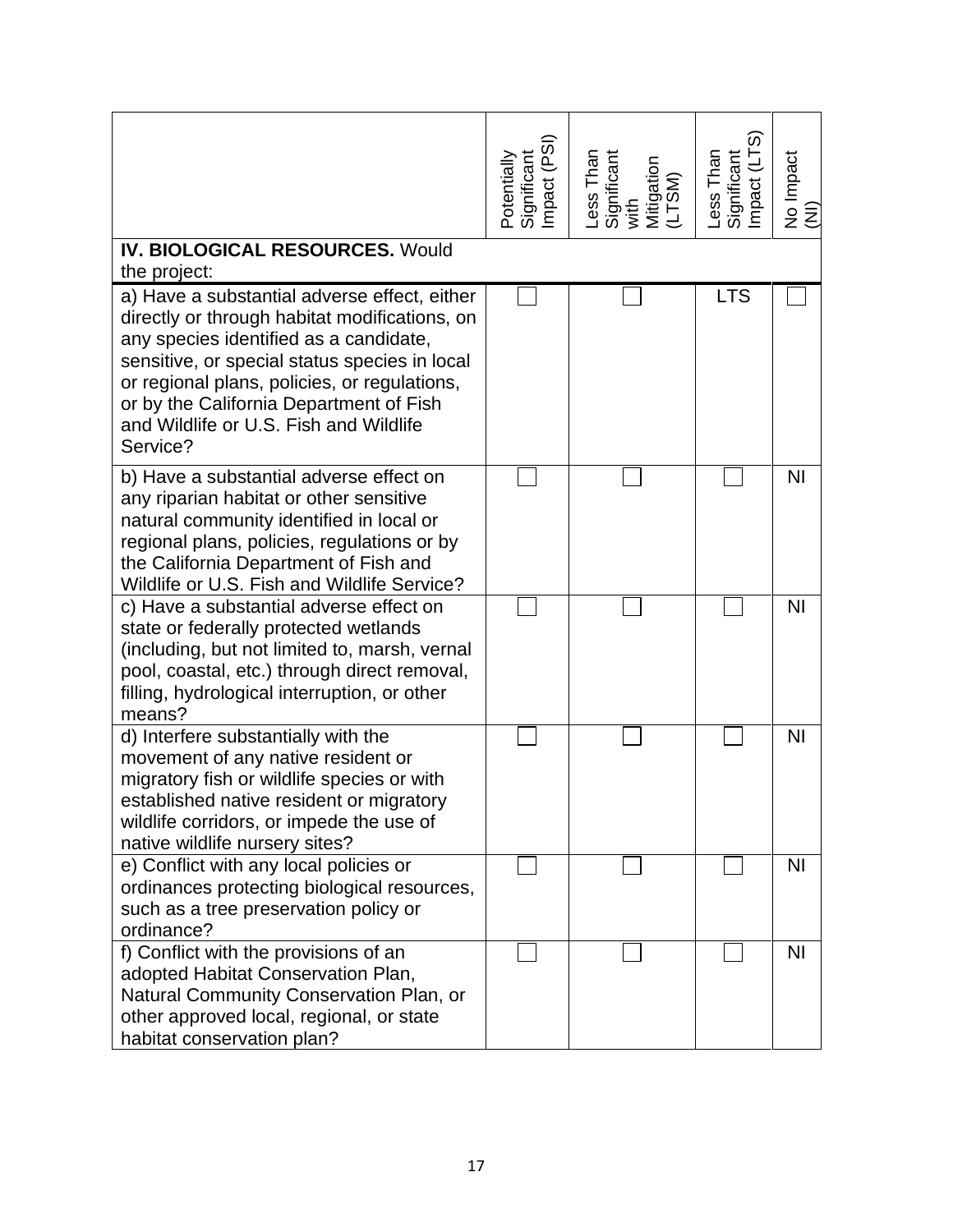| | Potentially Significant Impact (PSI) | Less Than Significant with Mitigation (LTSM) | Less Than Significant Impact (LTS) | No Impact (NI) |
|---|---|---|---|---|
| **IV. BIOLOGICAL RESOURCES.** Would the project: | | | | |
| a) Have a substantial adverse effect, either directly or through habitat modifications, on any species identified as a candidate, sensitive, or special status species in local or regional plans, policies, or regulations, or by the California Department of Fish and Wildlife or U.S. Fish and Wildlife Service? | ☐ | ☐ | LTS | ☐ |
| b) Have a substantial adverse effect on any riparian habitat or other sensitive natural community identified in local or regional plans, policies, regulations or by the California Department of Fish and Wildlife or U.S. Fish and Wildlife Service? | ☐ | ☐ | ☐ | NI |
| c) Have a substantial adverse effect on state or federally protected wetlands (including, but not limited to, marsh, vernal pool, coastal, etc.) through direct removal, filling, hydrological interruption, or other means? | ☐ | ☐ | ☐ | NI |
| d) Interfere substantially with the movement of any native resident or migratory fish or wildlife species or with established native resident or migratory wildlife corridors, or impede the use of native wildlife nursery sites? | ☐ | ☐ | ☐ | NI |
| e) Conflict with any local policies or ordinances protecting biological resources, such as a tree preservation policy or ordinance? | ☐ | ☐ | ☐ | NI |
| f) Conflict with the provisions of an adopted Habitat Conservation Plan, Natural Community Conservation Plan, or other approved local, regional, or state habitat conservation plan? | ☐ | ☐ | ☐ | NI |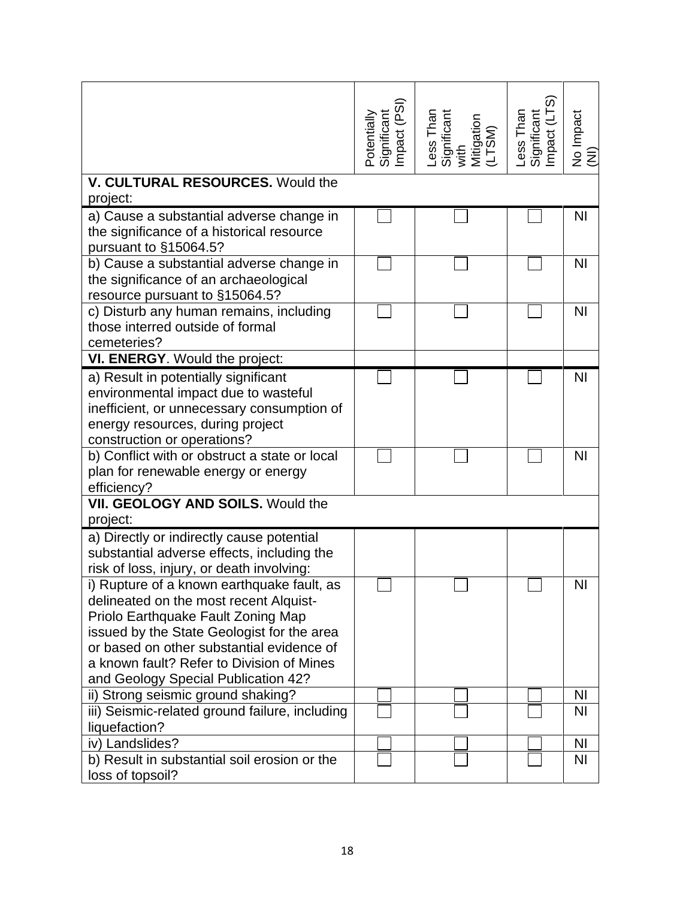| | Potentially Significant Impact (PSI) | Less Than Significant with Mitigation (LTSM) | Less Than Significant Impact (LTS) | No Impact (NI) |
|---|---|---|---|---|
| **V. CULTURAL RESOURCES.** Would the project: | | | | |
| a) Cause a substantial adverse change in the significance of a historical resource pursuant to §15064.5? | ☐ | ☐ | ☐ | NI |
| b) Cause a substantial adverse change in the significance of an archaeological resource pursuant to §15064.5? | ☐ | ☐ | ☐ | NI |
| c) Disturb any human remains, including those interred outside of formal cemeteries? | ☐ | ☐ | ☐ | NI |
| **VI. ENERGY**. Would the project: | | | | |
| a) Result in potentially significant environmental impact due to wasteful inefficient, or unnecessary consumption of energy resources, during project construction or operations? | ☐ | ☐ | ☐ | NI |
| b) Conflict with or obstruct a state or local plan for renewable energy or energy efficiency? | ☐ | ☐ | ☐ | NI |
| **VII. GEOLOGY AND SOILS.** Would the project: | | | | |
| a) Directly or indirectly cause potential substantial adverse effects, including the risk of loss, injury, or death involving: | | | | |
| i) Rupture of a known earthquake fault, as delineated on the most recent Alquist-Priolo Earthquake Fault Zoning Map issued by the State Geologist for the area or based on other substantial evidence of a known fault? Refer to Division of Mines and Geology Special Publication 42? | ☐ | ☐ | ☐ | NI |
| ii) Strong seismic ground shaking? | ☐ | ☐ | ☐ | NI |
| iii) Seismic-related ground failure, including liquefaction? | ☐ | ☐ | ☐ | NI |
| iv) Landslides? | ☐ | ☐ | ☐ | NI |
| b) Result in substantial soil erosion or the loss of topsoil? | ☐ | ☐ | ☐ | NI |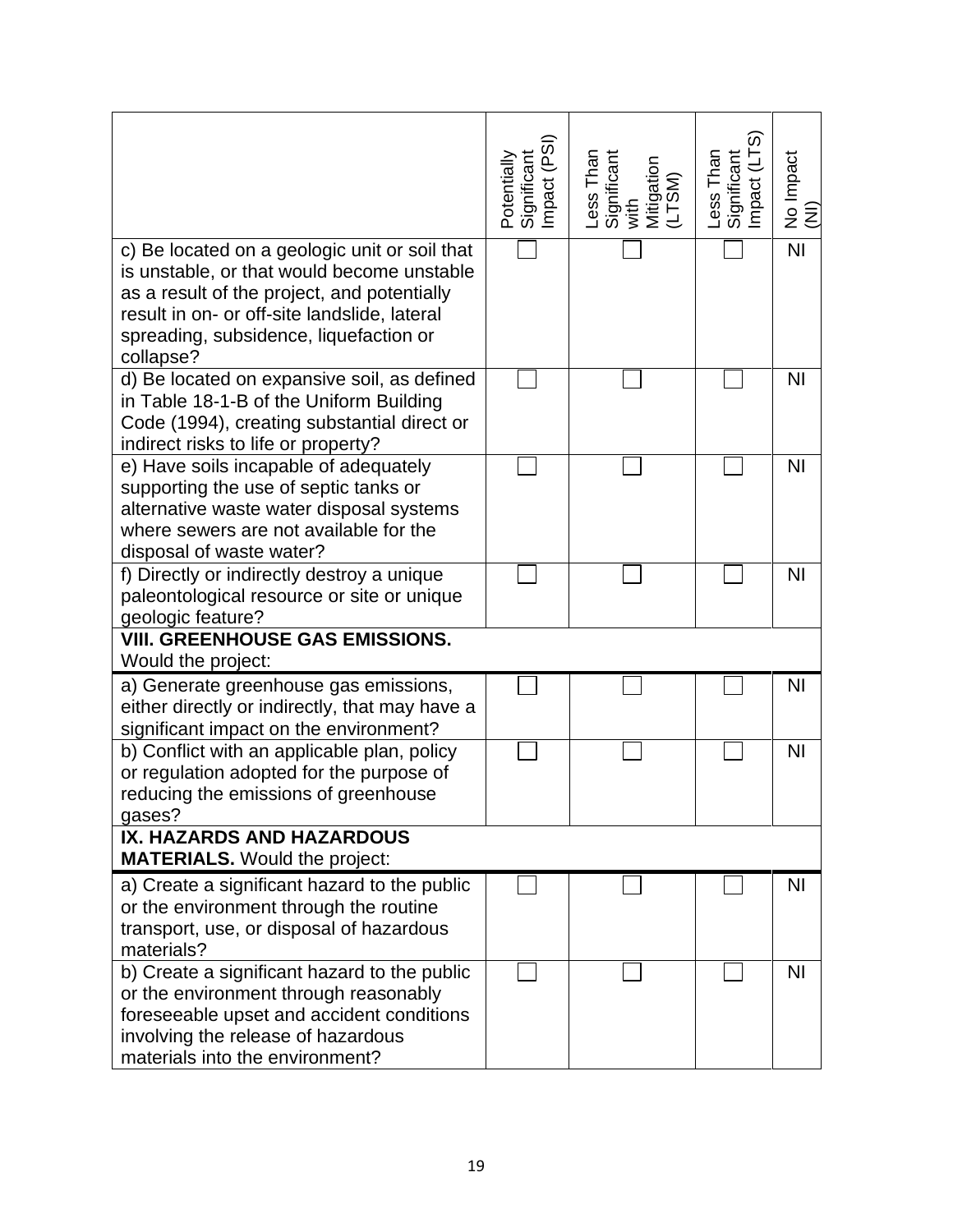| | Potentially Significant Impact (PSI) | Less Than Significant with Mitigation (LTSM) | Less Than Significant Impact (LTS) | No Impact (NI) |
|---|---|---|---|---|
| c) Be located on a geologic unit or soil that is unstable, or that would become unstable as a result of the project, and potentially result in on- or off-site landslide, lateral spreading, subsidence, liquefaction or collapse? | ☐ | ☐ | ☐ | NI |
| d) Be located on expansive soil, as defined in Table 18-1-B of the Uniform Building Code (1994), creating substantial direct or indirect risks to life or property? | ☐ | ☐ | ☐ | NI |
| e) Have soils incapable of adequately supporting the use of septic tanks or alternative waste water disposal systems where sewers are not available for the disposal of waste water? | ☐ | ☐ | ☐ | NI |
| f) Directly or indirectly destroy a unique paleontological resource or site or unique geologic feature? | ☐ | ☐ | ☐ | NI |
| **VIII. GREENHOUSE GAS EMISSIONS.** Would the project: | | | | |
| a) Generate greenhouse gas emissions, either directly or indirectly, that may have a significant impact on the environment? | ☐ | ☐ | ☐ | NI |
| b) Conflict with an applicable plan, policy or regulation adopted for the purpose of reducing the emissions of greenhouse gases? | ☐ | ☐ | ☐ | NI |
| **IX. HAZARDS AND HAZARDOUS MATERIALS.** Would the project: | | | | |
| a) Create a significant hazard to the public or the environment through the routine transport, use, or disposal of hazardous materials? | ☐ | ☐ | ☐ | NI |
| b) Create a significant hazard to the public or the environment through reasonably foreseeable upset and accident conditions involving the release of hazardous materials into the environment? | ☐ | ☐ | ☐ | NI |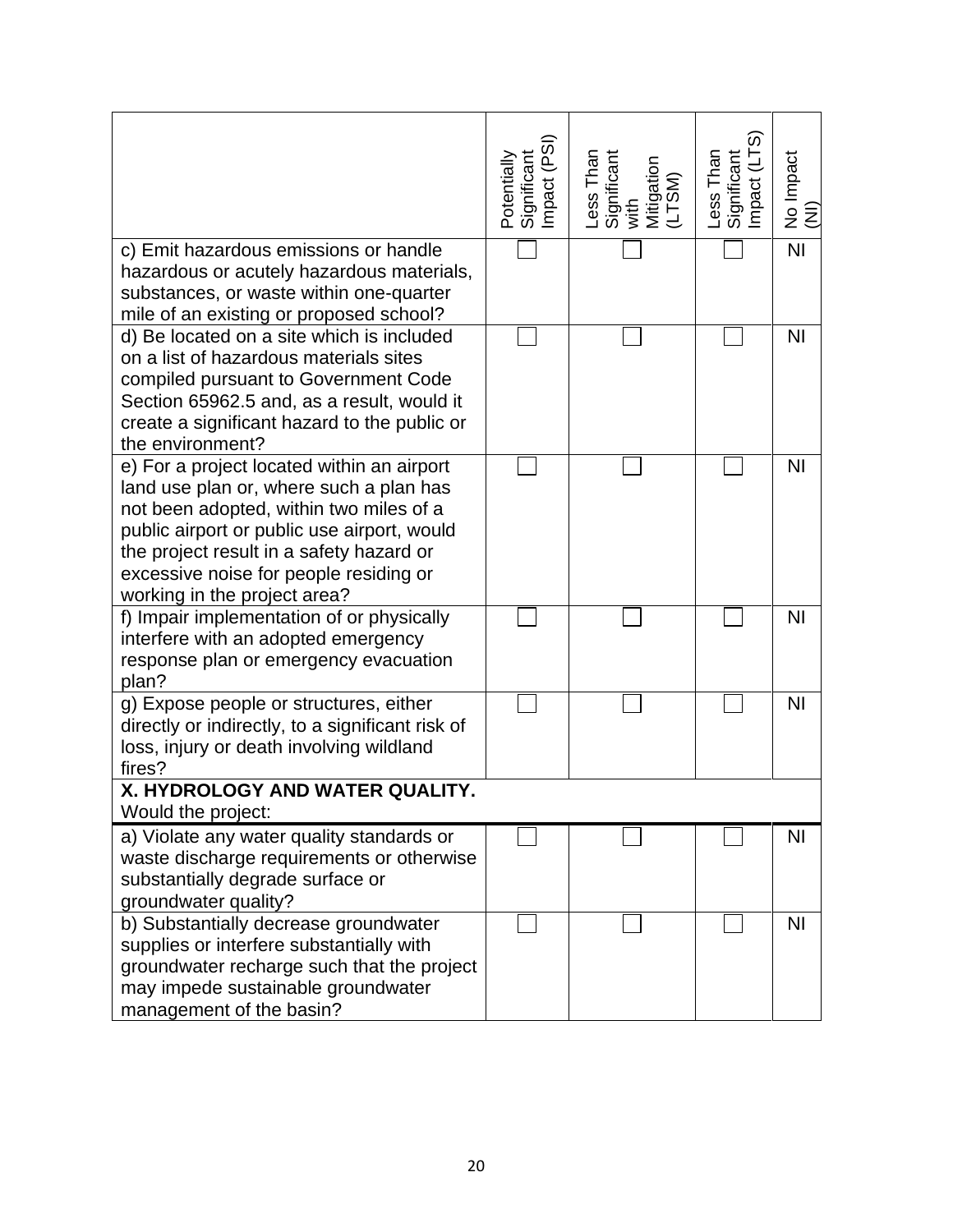| | Potentially Significant Impact (PSI) | Less Than Significant with Mitigation (LTSM) | Less Than Significant Impact (LTS) | No Impact (NI) |
|---|---|---|---|---|
| c) Emit hazardous emissions or handle hazardous or acutely hazardous materials, substances, or waste within one-quarter mile of an existing or proposed school? | ☐ | ☐ | ☐ | NI |
| d) Be located on a site which is included on a list of hazardous materials sites compiled pursuant to Government Code Section 65962.5 and, as a result, would it create a significant hazard to the public or the environment? | ☐ | ☐ | ☐ | NI |
| e) For a project located within an airport land use plan or, where such a plan has not been adopted, within two miles of a public airport or public use airport, would the project result in a safety hazard or excessive noise for people residing or working in the project area? | ☐ | ☐ | ☐ | NI |
| f) Impair implementation of or physically interfere with an adopted emergency response plan or emergency evacuation plan? | ☐ | ☐ | ☐ | NI |
| g) Expose people or structures, either directly or indirectly, to a significant risk of loss, injury or death involving wildland fires? | ☐ | ☐ | ☐ | NI |
| **X. HYDROLOGY AND WATER QUALITY.** Would the project: | | | | |
| a) Violate any water quality standards or waste discharge requirements or otherwise substantially degrade surface or groundwater quality? | ☐ | ☐ | ☐ | NI |
| b) Substantially decrease groundwater supplies or interfere substantially with groundwater recharge such that the project may impede sustainable groundwater management of the basin? | ☐ | ☐ | ☐ | NI |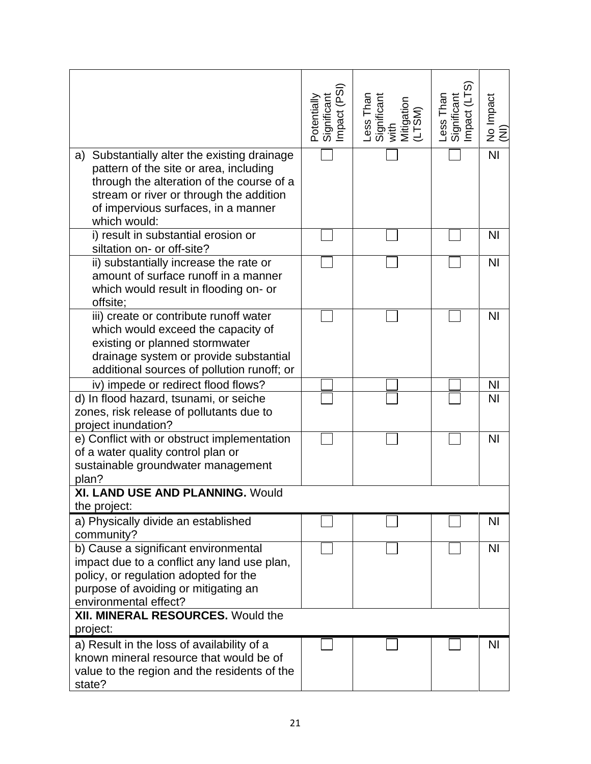| | Potentially Significant Impact (PSI) | Less Than Significant with Mitigation (LTSM) | Less Than Significant Impact (LTS) | No Impact (NI) |
|---|---|---|---|---|
| a) Substantially alter the existing drainage pattern of the site or area, including through the alteration of the course of a stream or river or through the addition of impervious surfaces, in a manner which would: | ☐ | ☐ | ☐ | NI |
| i) result in substantial erosion or siltation on- or off-site? | ☐ | ☐ | ☐ | NI |
| ii) substantially increase the rate or amount of surface runoff in a manner which would result in flooding on- or offsite; | ☐ | ☐ | ☐ | NI |
| iii) create or contribute runoff water which would exceed the capacity of existing or planned stormwater drainage system or provide substantial additional sources of pollution runoff; or | ☐ | ☐ | ☐ | NI |
| iv) impede or redirect flood flows? | ☐ | ☐ | ☐ | NI |
| d) In flood hazard, tsunami, or seiche zones, risk release of pollutants due to project inundation? | ☐ | ☐ | ☐ | NI |
| e) Conflict with or obstruct implementation of a water quality control plan or sustainable groundwater management plan? | ☐ | ☐ | ☐ | NI |
| **XI. LAND USE AND PLANNING.** Would the project: | | | | |
| a) Physically divide an established community? | ☐ | ☐ | ☐ | NI |
| b) Cause a significant environmental impact due to a conflict any land use plan, policy, or regulation adopted for the purpose of avoiding or mitigating an environmental effect? | ☐ | ☐ | ☐ | NI |
| **XII. MINERAL RESOURCES.** Would the project: | | | | |
| a) Result in the loss of availability of a known mineral resource that would be of value to the region and the residents of the state? | ☐ | ☐ | ☐ | NI |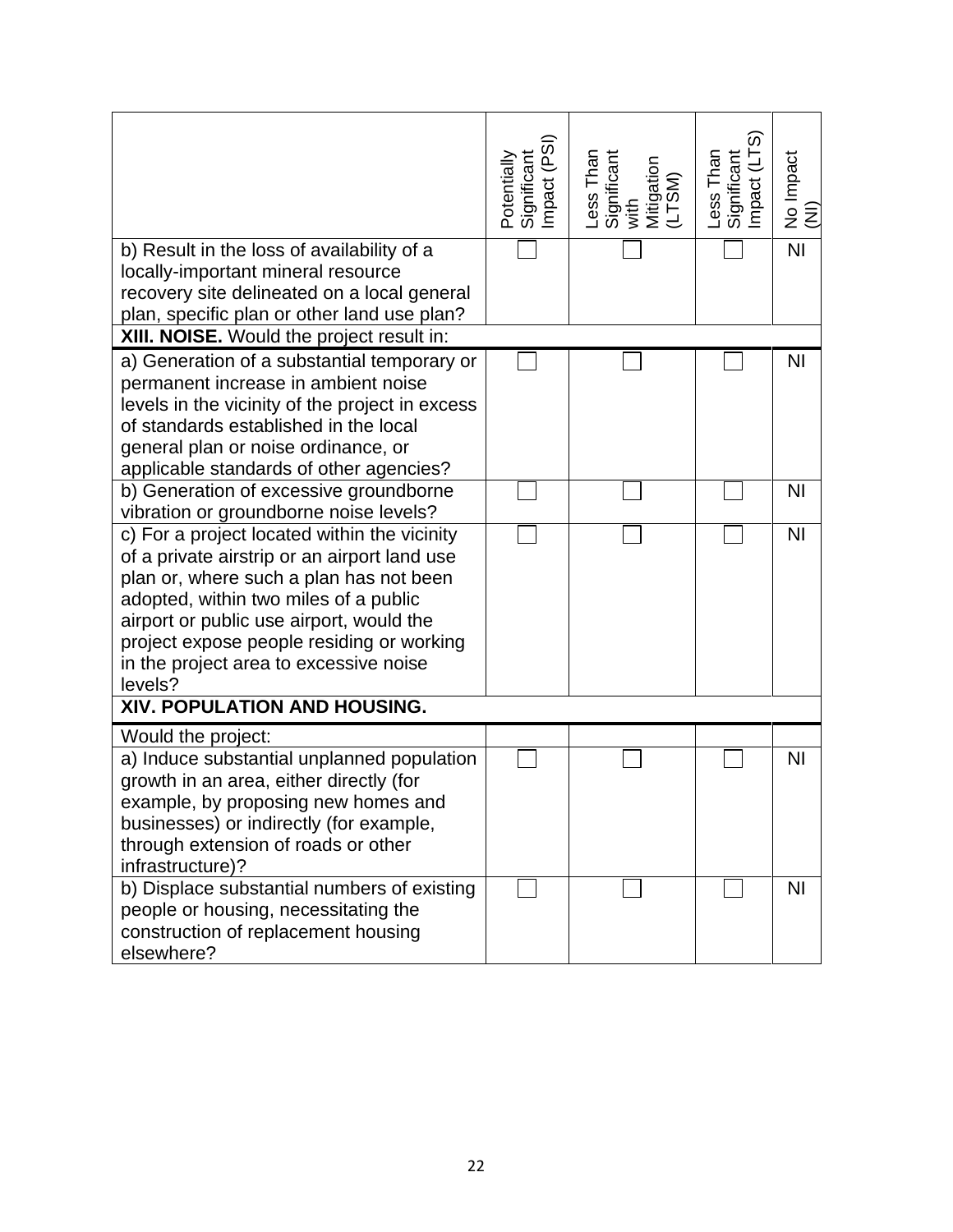| | Potentially Significant Impact (PSI) | Less Than Significant with Mitigation (LTSM) | Less Than Significant Impact (LTS) | No Impact (NI) |
|---|---|---|---|---|
| b) Result in the loss of availability of a locally-important mineral resource recovery site delineated on a local general plan, specific plan or other land use plan? | ☐ | ☐ | ☐ | NI |
| **XIII. NOISE.** Would the project result in: | | | | |
| a) Generation of a substantial temporary or permanent increase in ambient noise levels in the vicinity of the project in excess of standards established in the local general plan or noise ordinance, or applicable standards of other agencies? | ☐ | ☐ | ☐ | NI |
| b) Generation of excessive groundborne vibration or groundborne noise levels? | ☐ | ☐ | ☐ | NI |
| c) For a project located within the vicinity of a private airstrip or an airport land use plan or, where such a plan has not been adopted, within two miles of a public airport or public use airport, would the project expose people residing or working in the project area to excessive noise levels? | ☐ | ☐ | ☐ | NI |
| **XIV. POPULATION AND HOUSING.** | | | | |
| Would the project: | | | | |
| a) Induce substantial unplanned population growth in an area, either directly (for example, by proposing new homes and businesses) or indirectly (for example, through extension of roads or other infrastructure)? | ☐ | ☐ | ☐ | NI |
| b) Displace substantial numbers of existing people or housing, necessitating the construction of replacement housing elsewhere? | ☐ | ☐ | ☐ | NI |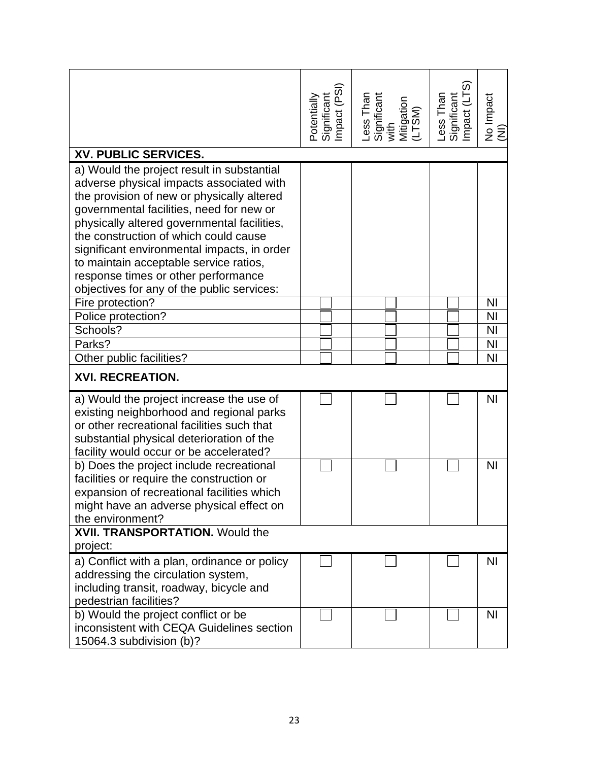| | Potentially Significant Impact (PSI) | Less Than Significant with Mitigation (LTSM) | Less Than Significant Impact (LTS) | No Impact (NI) |
|---|---|---|---|---|
| **XV. PUBLIC SERVICES.** | | | | |
| a) Would the project result in substantial adverse physical impacts associated with the provision of new or physically altered governmental facilities, need for new or physically altered governmental facilities, the construction of which could cause significant environmental impacts, in order to maintain acceptable service ratios, response times or other performance objectives for any of the public services: | | | | |
| Fire protection? | ☐ | ☐ | ☐ | NI |
| Police protection? | ☐ | ☐ | ☐ | NI |
| Schools? | ☐ | ☐ | ☐ | NI |
| Parks? | ☐ | ☐ | ☐ | NI |
| Other public facilities? | ☐ | ☐ | ☐ | NI |
| **XVI. RECREATION.** | | | | |
| a) Would the project increase the use of existing neighborhood and regional parks or other recreational facilities such that substantial physical deterioration of the facility would occur or be accelerated? | ☐ | ☐ | ☐ | NI |
| b) Does the project include recreational facilities or require the construction or expansion of recreational facilities which might have an adverse physical effect on the environment? | ☐ | ☐ | ☐ | NI |
| **XVII. TRANSPORTATION.** Would the project: | | | | |
| a) Conflict with a plan, ordinance or policy addressing the circulation system, including transit, roadway, bicycle and pedestrian facilities? | ☐ | ☐ | ☐ | NI |
| b) Would the project conflict or be inconsistent with CEQA Guidelines section 15064.3 subdivision (b)? | ☐ | ☐ | ☐ | NI |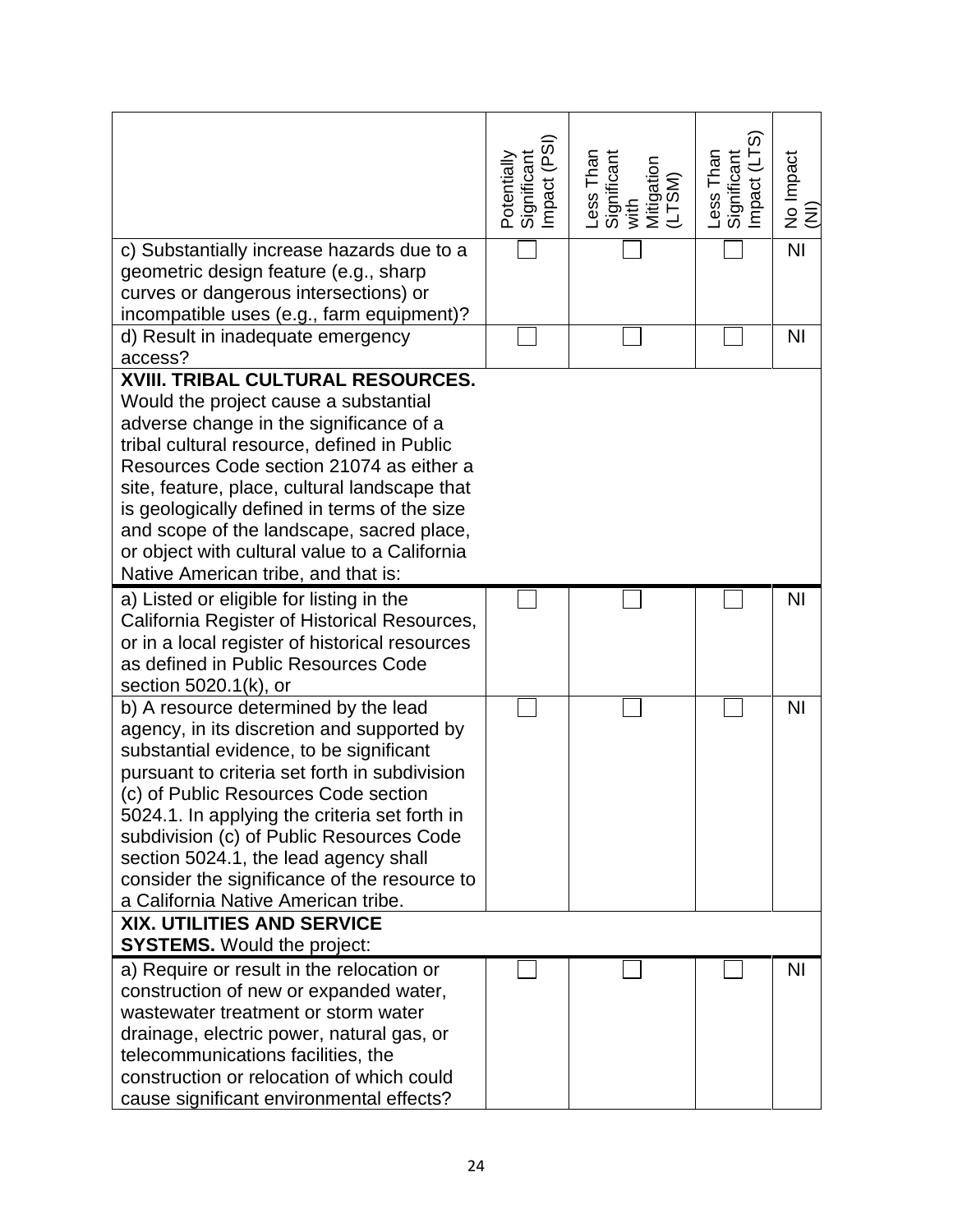| | Potentially Significant Impact (PSI) | Less Than Significant with Mitigation (LTSM) | Less Than Significant Impact (LTS) | No Impact (NI) |
|---|---|---|---|---|
| c) Substantially increase hazards due to a geometric design feature (e.g., sharp curves or dangerous intersections) or incompatible uses (e.g., farm equipment)? | ☐ | ☐ | ☐ | NI |
| d) Result in inadequate emergency access? | ☐ | ☐ | ☐ | NI |
| **XVIII. TRIBAL CULTURAL RESOURCES.** Would the project cause a substantial adverse change in the significance of a tribal cultural resource, defined in Public Resources Code section 21074 as either a site, feature, place, cultural landscape that is geologically defined in terms of the size and scope of the landscape, sacred place, or object with cultural value to a California Native American tribe, and that is: | | | | |
| a) Listed or eligible for listing in the California Register of Historical Resources, or in a local register of historical resources as defined in Public Resources Code section 5020.1(k), or | ☐ | ☐ | ☐ | NI |
| b) A resource determined by the lead agency, in its discretion and supported by substantial evidence, to be significant pursuant to criteria set forth in subdivision (c) of Public Resources Code section 5024.1. In applying the criteria set forth in subdivision (c) of Public Resources Code section 5024.1, the lead agency shall consider the significance of the resource to a California Native American tribe. | ☐ | ☐ | ☐ | NI |
| **XIX. UTILITIES AND SERVICE SYSTEMS.** Would the project: | | | | |
| a) Require or result in the relocation or construction of new or expanded water, wastewater treatment or storm water drainage, electric power, natural gas, or telecommunications facilities, the construction or relocation of which could cause significant environmental effects? | ☐ | ☐ | ☐ | NI |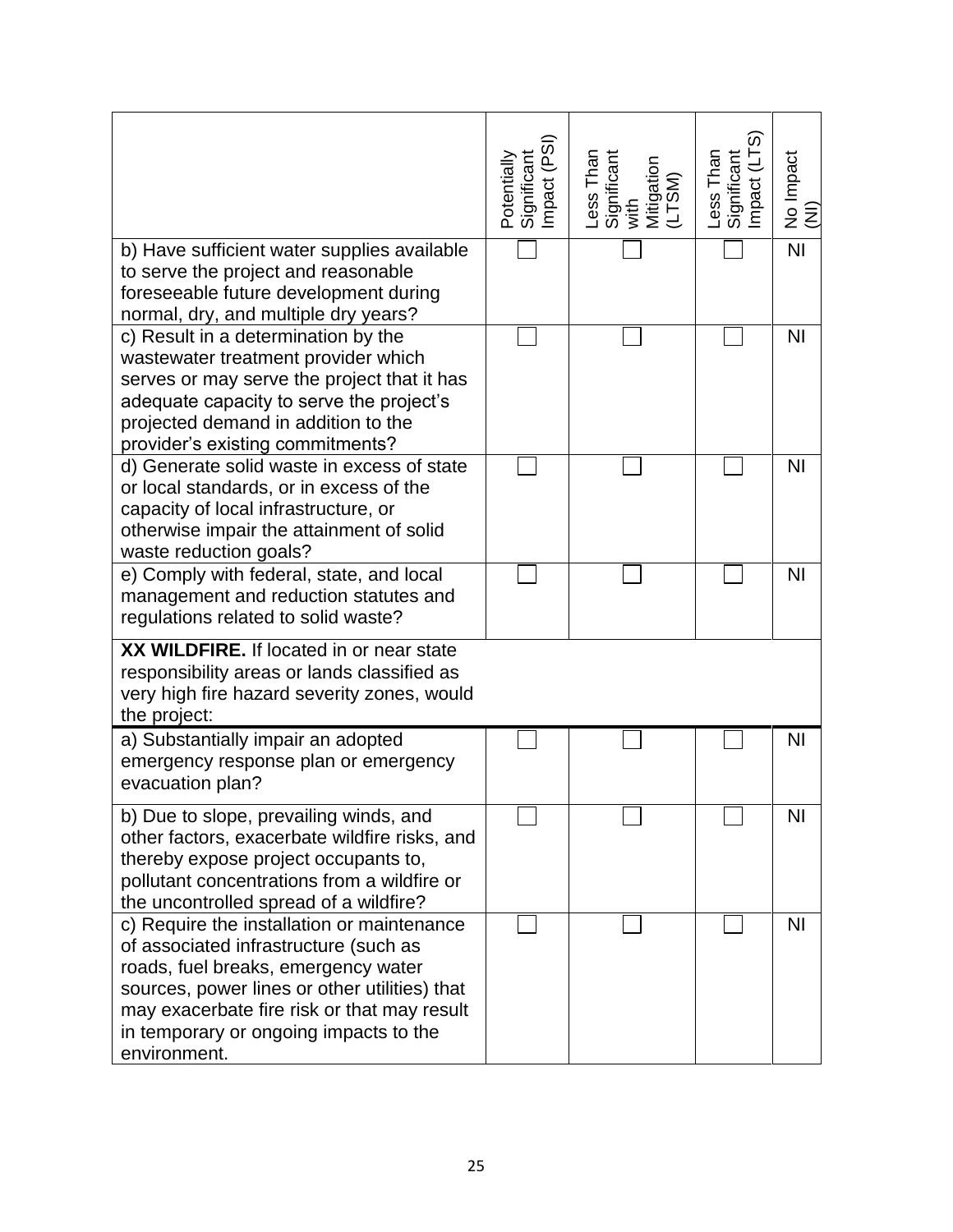| | Potentially Significant Impact (PSI) | Less Than Significant with Mitigation (LTSM) | Less Than Significant Impact (LTS) | No Impact (NI) |
|---|---|---|---|---|
| b) Have sufficient water supplies available to serve the project and reasonable foreseeable future development during normal, dry, and multiple dry years? | ☐ | ☐ | ☐ | NI |
| c) Result in a determination by the wastewater treatment provider which serves or may serve the project that it has adequate capacity to serve the project's projected demand in addition to the provider's existing commitments? | ☐ | ☐ | ☐ | NI |
| d) Generate solid waste in excess of state or local standards, or in excess of the capacity of local infrastructure, or otherwise impair the attainment of solid waste reduction goals? | ☐ | ☐ | ☐ | NI |
| e) Comply with federal, state, and local management and reduction statutes and regulations related to solid waste? | ☐ | ☐ | ☐ | NI |
| **XX WILDFIRE.** If located in or near state responsibility areas or lands classified as very high fire hazard severity zones, would the project: | | | | |
| a) Substantially impair an adopted emergency response plan or emergency evacuation plan? | ☐ | ☐ | ☐ | NI |
| b) Due to slope, prevailing winds, and other factors, exacerbate wildfire risks, and thereby expose project occupants to, pollutant concentrations from a wildfire or the uncontrolled spread of a wildfire? | ☐ | ☐ | ☐ | NI |
| c) Require the installation or maintenance of associated infrastructure (such as roads, fuel breaks, emergency water sources, power lines or other utilities) that may exacerbate fire risk or that may result in temporary or ongoing impacts to the environment. | ☐ | ☐ | ☐ | NI |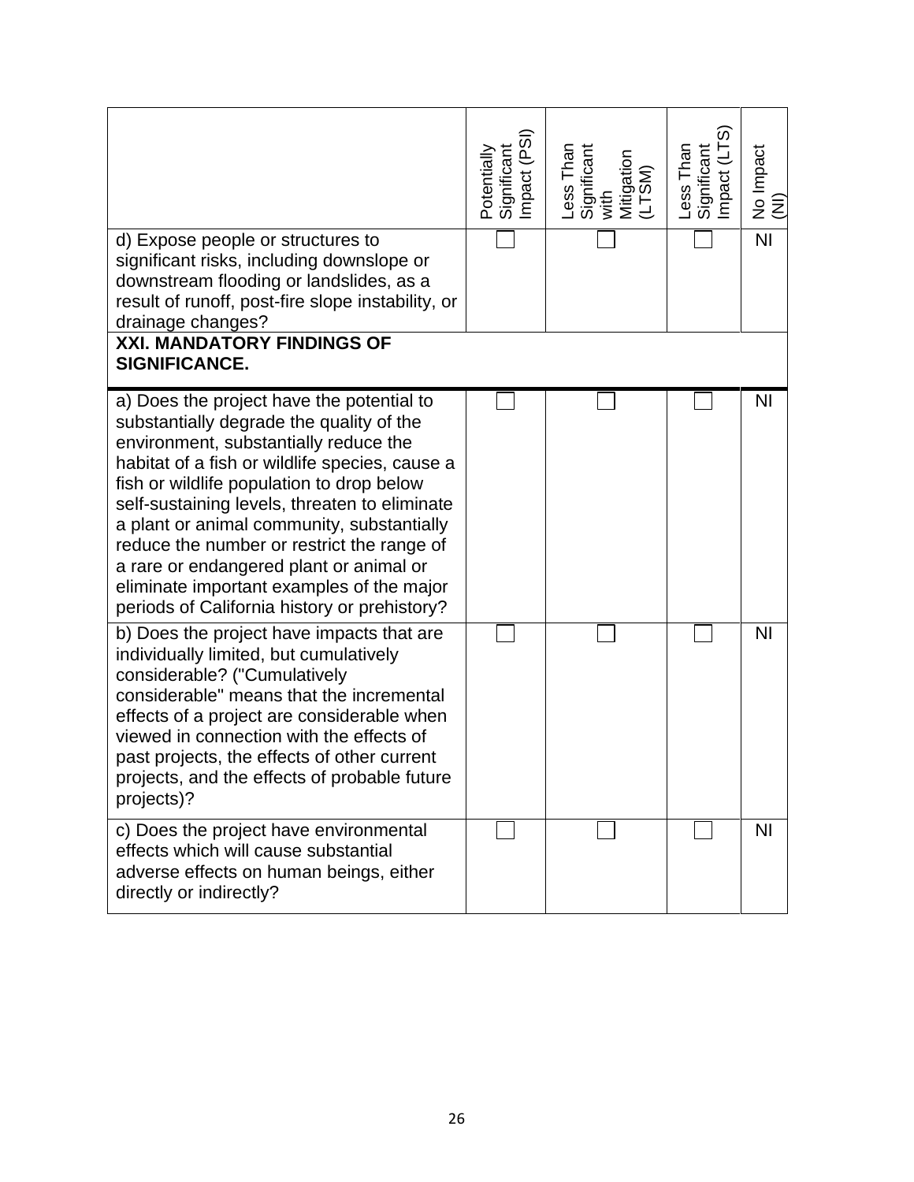| | Potentially Significant Impact (PSI) | Less Than Significant with Mitigation (LTSM) | Less Than Significant Impact (LTS) | No Impact (NI) |
|---|---|---|---|---|
| d) Expose people or structures to significant risks, including downslope or downstream flooding or landslides, as a result of runoff, post-fire slope instability, or drainage changes? | ☐ | ☐ | ☐ | NI |
| **XXI. MANDATORY FINDINGS OF SIGNIFICANCE.** | | | | |
| a) Does the project have the potential to substantially degrade the quality of the environment, substantially reduce the habitat of a fish or wildlife species, cause a fish or wildlife population to drop below self-sustaining levels, threaten to eliminate a plant or animal community, substantially reduce the number or restrict the range of a rare or endangered plant or animal or eliminate important examples of the major periods of California history or prehistory? | ☐ | ☐ | ☐ | NI |
| b) Does the project have impacts that are individually limited, but cumulatively considerable? ("Cumulatively considerable" means that the incremental effects of a project are considerable when viewed in connection with the effects of past projects, the effects of other current projects, and the effects of probable future projects)? | ☐ | ☐ | ☐ | NI |
| c) Does the project have environmental effects which will cause substantial adverse effects on human beings, either directly or indirectly? | ☐ | ☐ | ☐ | NI |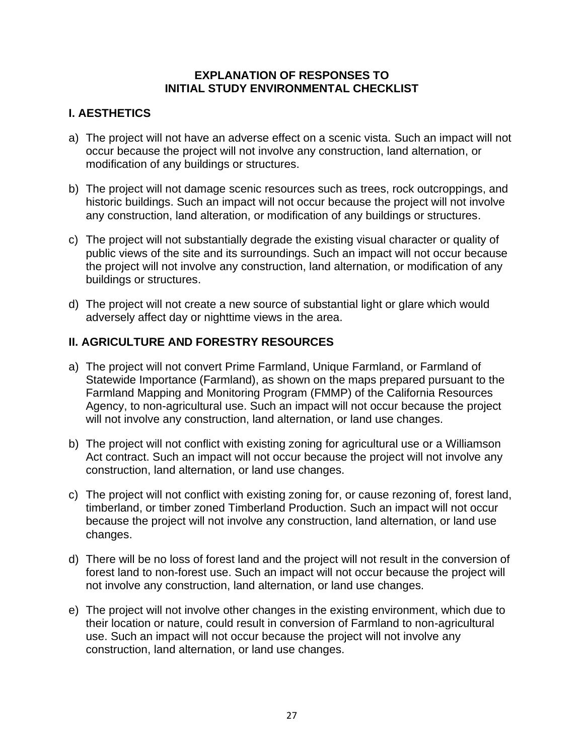**EXPLANATION OF RESPONSES TO INITIAL STUDY ENVIRONMENTAL CHECKLIST**

## I. AESTHETICS

a) The project will not have an adverse effect on a scenic vista. Such an impact will not occur because the project will not involve any construction, land alternation, or modification of any buildings or structures.

b) The project will not damage scenic resources such as trees, rock outcroppings, and historic buildings. Such an impact will not occur because the project will not involve any construction, land alteration, or modification of any buildings or structures.

c) The project will not substantially degrade the existing visual character or quality of public views of the site and its surroundings. Such an impact will not occur because the project will not involve any construction, land alternation, or modification of any buildings or structures.

d) The project will not create a new source of substantial light or glare which would adversely affect day or nighttime views in the area.

## II. AGRICULTURE AND FORESTRY RESOURCES

a) The project will not convert Prime Farmland, Unique Farmland, or Farmland of Statewide Importance (Farmland), as shown on the maps prepared pursuant to the Farmland Mapping and Monitoring Program (FMMP) of the California Resources Agency, to non-agricultural use. Such an impact will not occur because the project will not involve any construction, land alternation, or land use changes.

b) The project will not conflict with existing zoning for agricultural use or a Williamson Act contract. Such an impact will not occur because the project will not involve any construction, land alternation, or land use changes.

c) The project will not conflict with existing zoning for, or cause rezoning of, forest land, timberland, or timber zoned Timberland Production. Such an impact will not occur because the project will not involve any construction, land alternation, or land use changes.

d) There will be no loss of forest land and the project will not result in the conversion of forest land to non-forest use. Such an impact will not occur because the project will not involve any construction, land alternation, or land use changes.

e) The project will not involve other changes in the existing environment, which due to their location or nature, could result in conversion of Farmland to non-agricultural use. Such an impact will not occur because the project will not involve any construction, land alternation, or land use changes.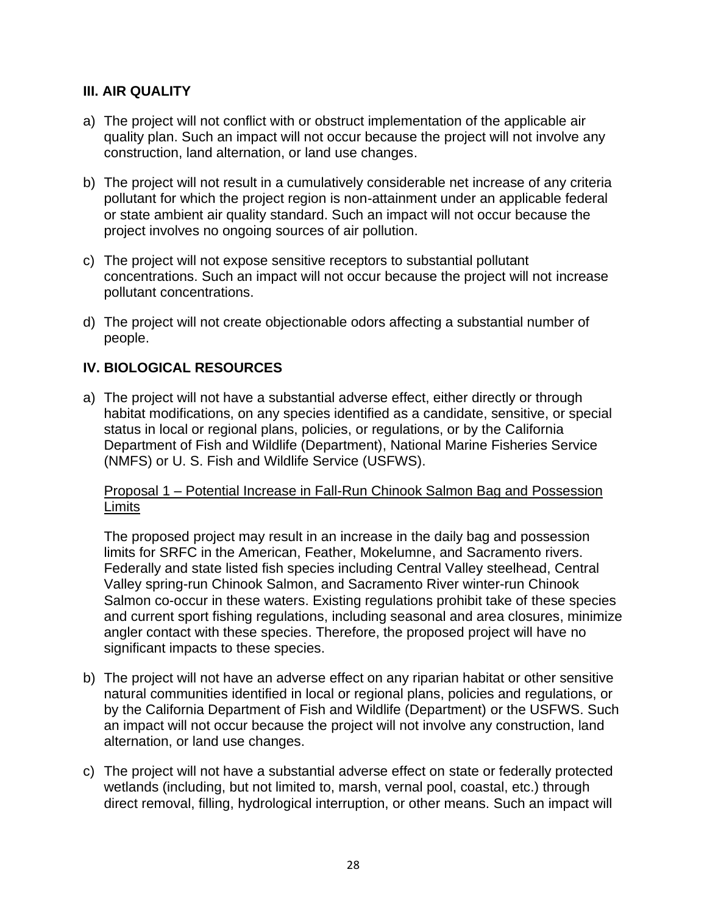## III. AIR QUALITY

a) The project will not conflict with or obstruct implementation of the applicable air quality plan. Such an impact will not occur because the project will not involve any construction, land alternation, or land use changes.

b) The project will not result in a cumulatively considerable net increase of any criteria pollutant for which the project region is non-attainment under an applicable federal or state ambient air quality standard. Such an impact will not occur because the project involves no ongoing sources of air pollution.

c) The project will not expose sensitive receptors to substantial pollutant concentrations. Such an impact will not occur because the project will not increase pollutant concentrations.

d) The project will not create objectionable odors affecting a substantial number of people.

## IV. BIOLOGICAL RESOURCES

a) The project will not have a substantial adverse effect, either directly or through habitat modifications, on any species identified as a candidate, sensitive, or special status in local or regional plans, policies, or regulations, or by the California Department of Fish and Wildlife (Department), National Marine Fisheries Service (NMFS) or U. S. Fish and Wildlife Service (USFWS).

   <u>Proposal 1 – Potential Increase in Fall-Run Chinook Salmon Bag and Possession Limits</u>

   The proposed project may result in an increase in the daily bag and possession limits for SRFC in the American, Feather, Mokelumne, and Sacramento rivers. Federally and state listed fish species including Central Valley steelhead, Central Valley spring-run Chinook Salmon, and Sacramento River winter-run Chinook Salmon co-occur in these waters. Existing regulations prohibit take of these species and current sport fishing regulations, including seasonal and area closures, minimize angler contact with these species. Therefore, the proposed project will have no significant impacts to these species.

b) The project will not have an adverse effect on any riparian habitat or other sensitive natural communities identified in local or regional plans, policies and regulations, or by the California Department of Fish and Wildlife (Department) or the USFWS. Such an impact will not occur because the project will not involve any construction, land alternation, or land use changes.

c) The project will not have a substantial adverse effect on state or federally protected wetlands (including, but not limited to, marsh, vernal pool, coastal, etc.) through direct removal, filling, hydrological interruption, or other means. Such an impact will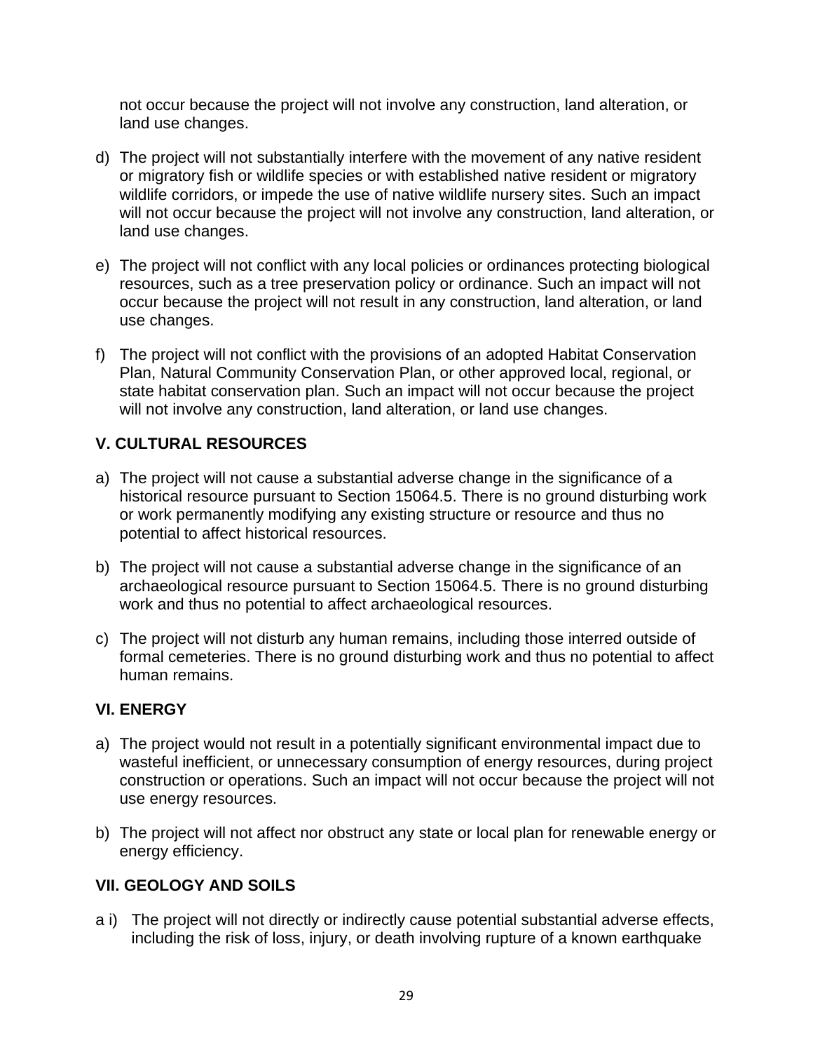not occur because the project will not involve any construction, land alteration, or land use changes.

d) The project will not substantially interfere with the movement of any native resident or migratory fish or wildlife species or with established native resident or migratory wildlife corridors, or impede the use of native wildlife nursery sites. Such an impact will not occur because the project will not involve any construction, land alteration, or land use changes.

e) The project will not conflict with any local policies or ordinances protecting biological resources, such as a tree preservation policy or ordinance. Such an impact will not occur because the project will not result in any construction, land alteration, or land use changes.

f) The project will not conflict with the provisions of an adopted Habitat Conservation Plan, Natural Community Conservation Plan, or other approved local, regional, or state habitat conservation plan. Such an impact will not occur because the project will not involve any construction, land alteration, or land use changes.

## V. CULTURAL RESOURCES

a) The project will not cause a substantial adverse change in the significance of a historical resource pursuant to Section 15064.5. There is no ground disturbing work or work permanently modifying any existing structure or resource and thus no potential to affect historical resources.

b) The project will not cause a substantial adverse change in the significance of an archaeological resource pursuant to Section 15064.5. There is no ground disturbing work and thus no potential to affect archaeological resources.

c) The project will not disturb any human remains, including those interred outside of formal cemeteries. There is no ground disturbing work and thus no potential to affect human remains.

## VI. ENERGY

a) The project would not result in a potentially significant environmental impact due to wasteful inefficient, or unnecessary consumption of energy resources, during project construction or operations. Such an impact will not occur because the project will not use energy resources.

b) The project will not affect nor obstruct any state or local plan for renewable energy or energy efficiency.

## VII. GEOLOGY AND SOILS

a i) The project will not directly or indirectly cause potential substantial adverse effects, including the risk of loss, injury, or death involving rupture of a known earthquake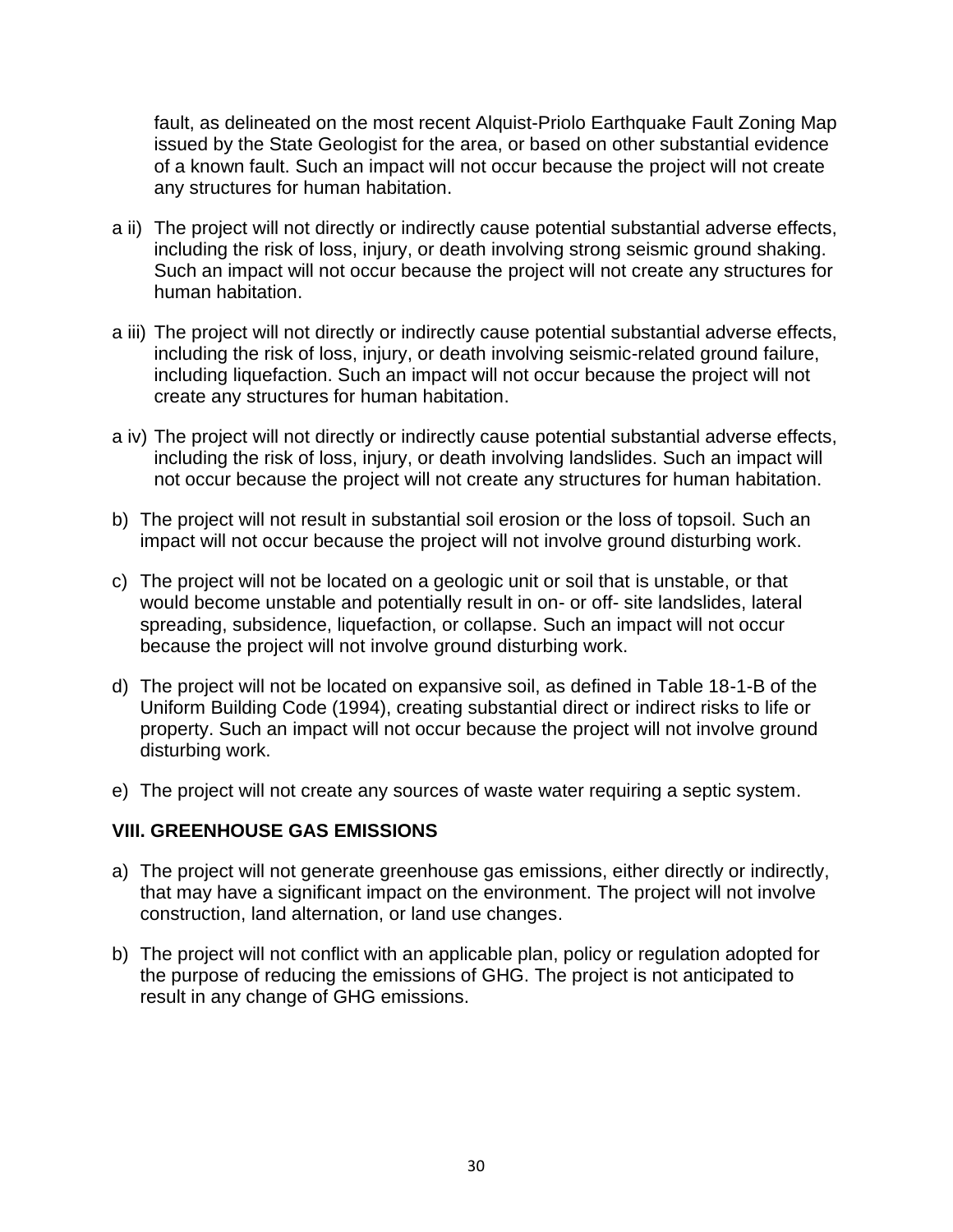fault, as delineated on the most recent Alquist-Priolo Earthquake Fault Zoning Map issued by the State Geologist for the area, or based on other substantial evidence of a known fault. Such an impact will not occur because the project will not create any structures for human habitation.

a ii) The project will not directly or indirectly cause potential substantial adverse effects, including the risk of loss, injury, or death involving strong seismic ground shaking. Such an impact will not occur because the project will not create any structures for human habitation.

a iii) The project will not directly or indirectly cause potential substantial adverse effects, including the risk of loss, injury, or death involving seismic-related ground failure, including liquefaction. Such an impact will not occur because the project will not create any structures for human habitation.

a iv) The project will not directly or indirectly cause potential substantial adverse effects, including the risk of loss, injury, or death involving landslides. Such an impact will not occur because the project will not create any structures for human habitation.

b) The project will not result in substantial soil erosion or the loss of topsoil. Such an impact will not occur because the project will not involve ground disturbing work.

c) The project will not be located on a geologic unit or soil that is unstable, or that would become unstable and potentially result in on- or off- site landslides, lateral spreading, subsidence, liquefaction, or collapse. Such an impact will not occur because the project will not involve ground disturbing work.

d) The project will not be located on expansive soil, as defined in Table 18-1-B of the Uniform Building Code (1994), creating substantial direct or indirect risks to life or property. Such an impact will not occur because the project will not involve ground disturbing work.

e) The project will not create any sources of waste water requiring a septic system.

### VIII. GREENHOUSE GAS EMISSIONS

a) The project will not generate greenhouse gas emissions, either directly or indirectly, that may have a significant impact on the environment. The project will not involve construction, land alternation, or land use changes.

b) The project will not conflict with an applicable plan, policy or regulation adopted for the purpose of reducing the emissions of GHG. The project is not anticipated to result in any change of GHG emissions.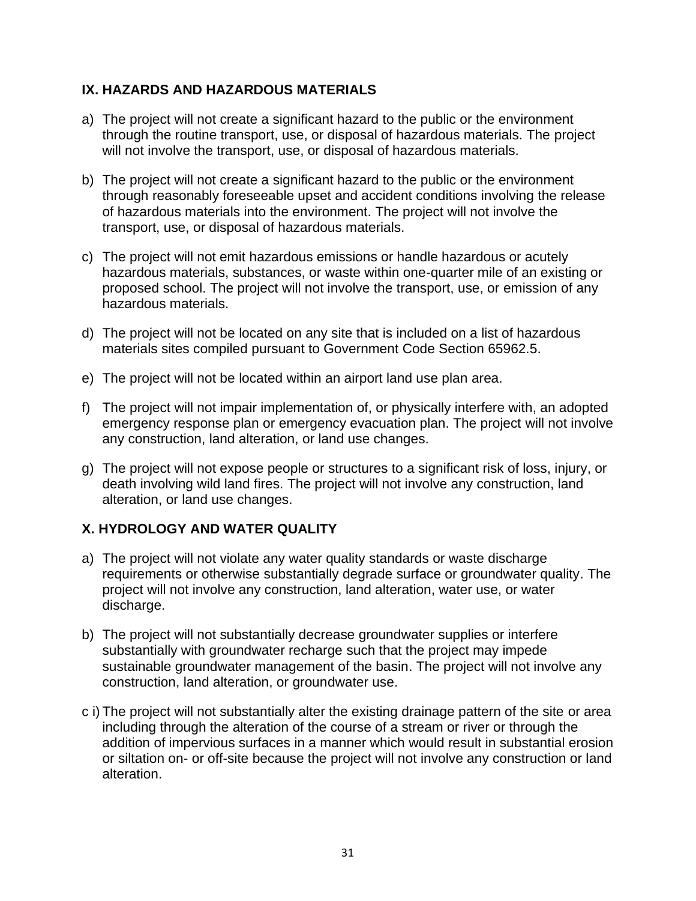## IX. HAZARDS AND HAZARDOUS MATERIALS

a) The project will not create a significant hazard to the public or the environment through the routine transport, use, or disposal of hazardous materials. The project will not involve the transport, use, or disposal of hazardous materials.

b) The project will not create a significant hazard to the public or the environment through reasonably foreseeable upset and accident conditions involving the release of hazardous materials into the environment. The project will not involve the transport, use, or disposal of hazardous materials.

c) The project will not emit hazardous emissions or handle hazardous or acutely hazardous materials, substances, or waste within one-quarter mile of an existing or proposed school. The project will not involve the transport, use, or emission of any hazardous materials.

d) The project will not be located on any site that is included on a list of hazardous materials sites compiled pursuant to Government Code Section 65962.5.

e) The project will not be located within an airport land use plan area.

f) The project will not impair implementation of, or physically interfere with, an adopted emergency response plan or emergency evacuation plan. The project will not involve any construction, land alteration, or land use changes.

g) The project will not expose people or structures to a significant risk of loss, injury, or death involving wild land fires. The project will not involve any construction, land alteration, or land use changes.

## X. HYDROLOGY AND WATER QUALITY

a) The project will not violate any water quality standards or waste discharge requirements or otherwise substantially degrade surface or groundwater quality. The project will not involve any construction, land alteration, water use, or water discharge.

b) The project will not substantially decrease groundwater supplies or interfere substantially with groundwater recharge such that the project may impede sustainable groundwater management of the basin. The project will not involve any construction, land alteration, or groundwater use.

c i) The project will not substantially alter the existing drainage pattern of the site or area including through the alteration of the course of a stream or river or through the addition of impervious surfaces in a manner which would result in substantial erosion or siltation on- or off-site because the project will not involve any construction or land alteration.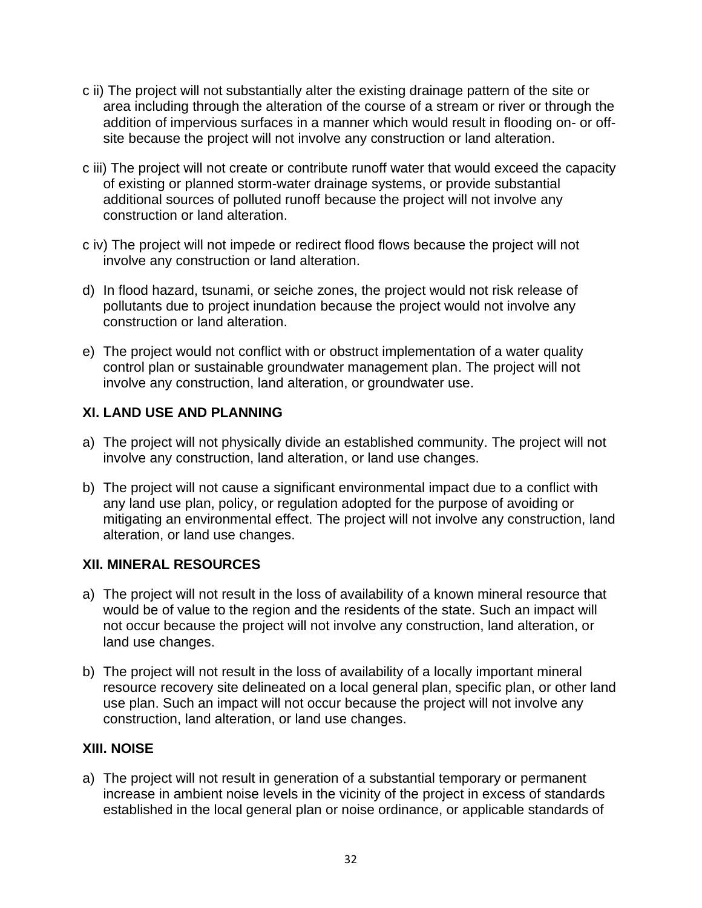c ii) The project will not substantially alter the existing drainage pattern of the site or area including through the alteration of the course of a stream or river or through the addition of impervious surfaces in a manner which would result in flooding on- or off-site because the project will not involve any construction or land alteration.

c iii) The project will not create or contribute runoff water that would exceed the capacity of existing or planned storm-water drainage systems, or provide substantial additional sources of polluted runoff because the project will not involve any construction or land alteration.

c iv) The project will not impede or redirect flood flows because the project will not involve any construction or land alteration.

d) In flood hazard, tsunami, or seiche zones, the project would not risk release of pollutants due to project inundation because the project would not involve any construction or land alteration.

e) The project would not conflict with or obstruct implementation of a water quality control plan or sustainable groundwater management plan. The project will not involve any construction, land alteration, or groundwater use.

### XI. LAND USE AND PLANNING

a) The project will not physically divide an established community. The project will not involve any construction, land alteration, or land use changes.

b) The project will not cause a significant environmental impact due to a conflict with any land use plan, policy, or regulation adopted for the purpose of avoiding or mitigating an environmental effect. The project will not involve any construction, land alteration, or land use changes.

### XII. MINERAL RESOURCES

a) The project will not result in the loss of availability of a known mineral resource that would be of value to the region and the residents of the state. Such an impact will not occur because the project will not involve any construction, land alteration, or land use changes.

b) The project will not result in the loss of availability of a locally important mineral resource recovery site delineated on a local general plan, specific plan, or other land use plan. Such an impact will not occur because the project will not involve any construction, land alteration, or land use changes.

### XIII. NOISE

a) The project will not result in generation of a substantial temporary or permanent increase in ambient noise levels in the vicinity of the project in excess of standards established in the local general plan or noise ordinance, or applicable standards of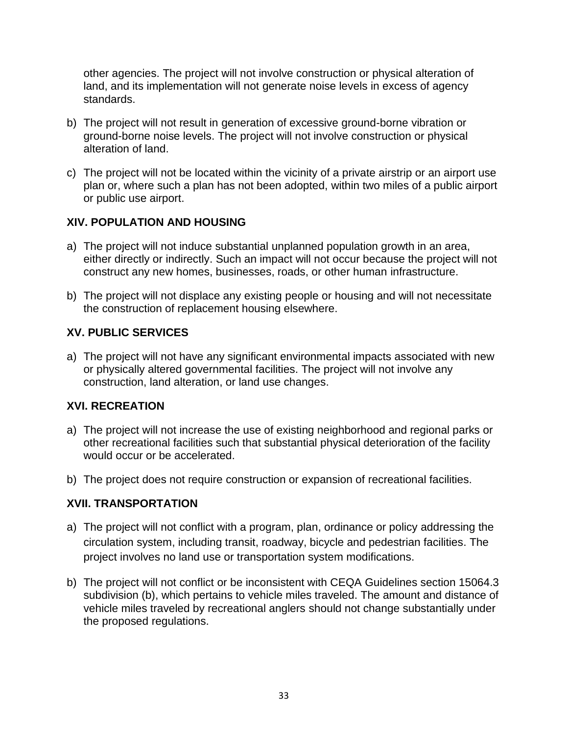other agencies. The project will not involve construction or physical alteration of land, and its implementation will not generate noise levels in excess of agency standards.

b) The project will not result in generation of excessive ground-borne vibration or ground-borne noise levels. The project will not involve construction or physical alteration of land.

c) The project will not be located within the vicinity of a private airstrip or an airport use plan or, where such a plan has not been adopted, within two miles of a public airport or public use airport.

### XIV. POPULATION AND HOUSING

a) The project will not induce substantial unplanned population growth in an area, either directly or indirectly. Such an impact will not occur because the project will not construct any new homes, businesses, roads, or other human infrastructure.

b) The project will not displace any existing people or housing and will not necessitate the construction of replacement housing elsewhere.

### XV. PUBLIC SERVICES

a) The project will not have any significant environmental impacts associated with new or physically altered governmental facilities. The project will not involve any construction, land alteration, or land use changes.

### XVI. RECREATION

a) The project will not increase the use of existing neighborhood and regional parks or other recreational facilities such that substantial physical deterioration of the facility would occur or be accelerated.

b) The project does not require construction or expansion of recreational facilities.

### XVII. TRANSPORTATION

a) The project will not conflict with a program, plan, ordinance or policy addressing the circulation system, including transit, roadway, bicycle and pedestrian facilities. The project involves no land use or transportation system modifications.

b) The project will not conflict or be inconsistent with CEQA Guidelines section 15064.3 subdivision (b), which pertains to vehicle miles traveled. The amount and distance of vehicle miles traveled by recreational anglers should not change substantially under the proposed regulations.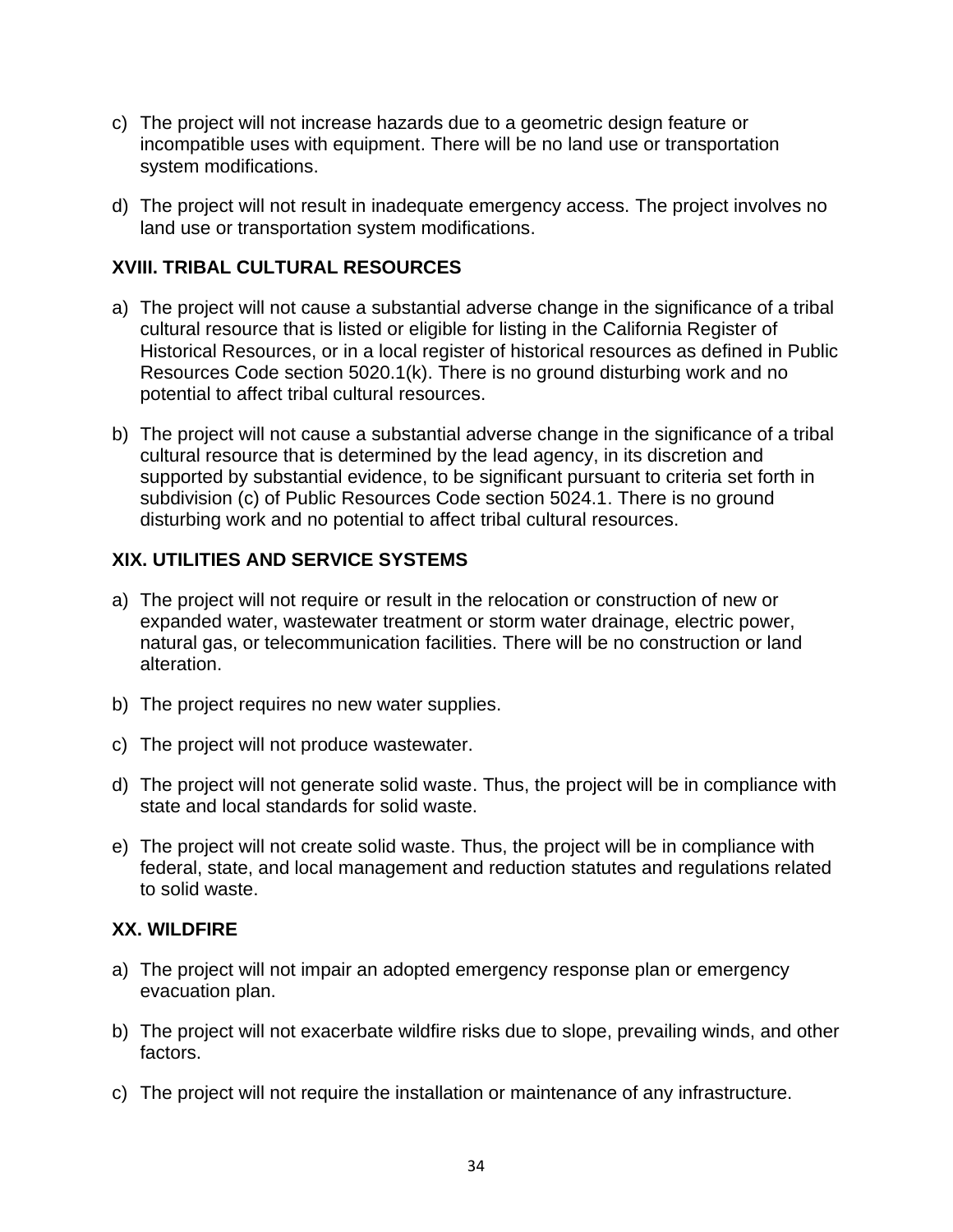c) The project will not increase hazards due to a geometric design feature or incompatible uses with equipment. There will be no land use or transportation system modifications.

d) The project will not result in inadequate emergency access. The project involves no land use or transportation system modifications.

**XVIII. TRIBAL CULTURAL RESOURCES**

a) The project will not cause a substantial adverse change in the significance of a tribal cultural resource that is listed or eligible for listing in the California Register of Historical Resources, or in a local register of historical resources as defined in Public Resources Code section 5020.1(k). There is no ground disturbing work and no potential to affect tribal cultural resources.

b) The project will not cause a substantial adverse change in the significance of a tribal cultural resource that is determined by the lead agency, in its discretion and supported by substantial evidence, to be significant pursuant to criteria set forth in subdivision (c) of Public Resources Code section 5024.1. There is no ground disturbing work and no potential to affect tribal cultural resources.

**XIX. UTILITIES AND SERVICE SYSTEMS**

a) The project will not require or result in the relocation or construction of new or expanded water, wastewater treatment or storm water drainage, electric power, natural gas, or telecommunication facilities. There will be no construction or land alteration.

b) The project requires no new water supplies.

c) The project will not produce wastewater.

d) The project will not generate solid waste. Thus, the project will be in compliance with state and local standards for solid waste.

e) The project will not create solid waste. Thus, the project will be in compliance with federal, state, and local management and reduction statutes and regulations related to solid waste.

**XX. WILDFIRE**

a) The project will not impair an adopted emergency response plan or emergency evacuation plan.

b) The project will not exacerbate wildfire risks due to slope, prevailing winds, and other factors.

c) The project will not require the installation or maintenance of any infrastructure.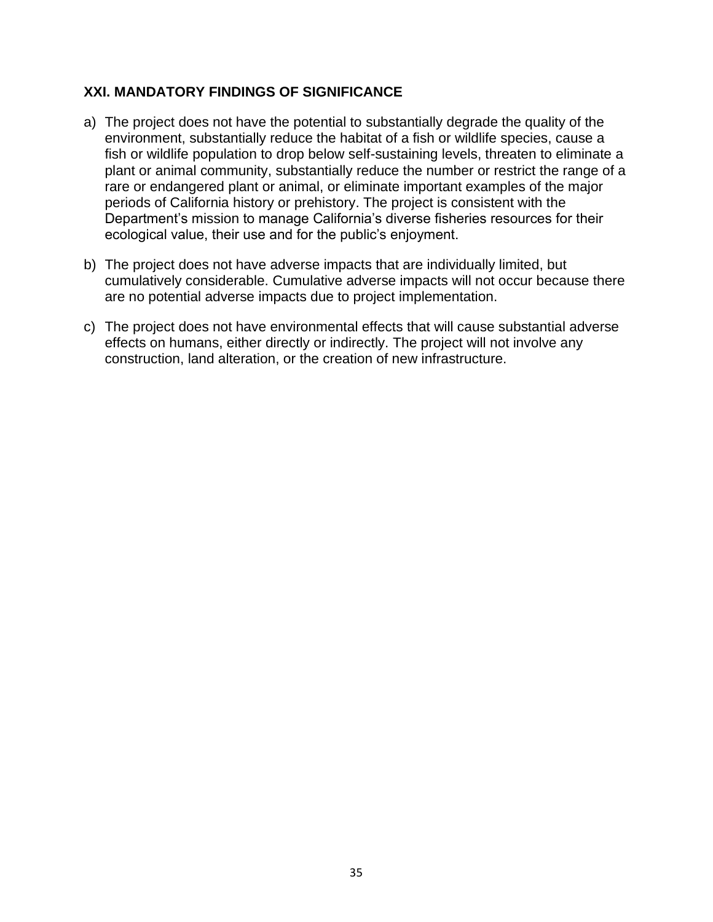## XXI. MANDATORY FINDINGS OF SIGNIFICANCE

a) The project does not have the potential to substantially degrade the quality of the environment, substantially reduce the habitat of a fish or wildlife species, cause a fish or wildlife population to drop below self-sustaining levels, threaten to eliminate a plant or animal community, substantially reduce the number or restrict the range of a rare or endangered plant or animal, or eliminate important examples of the major periods of California history or prehistory. The project is consistent with the Department's mission to manage California's diverse fisheries resources for their ecological value, their use and for the public's enjoyment.

b) The project does not have adverse impacts that are individually limited, but cumulatively considerable. Cumulative adverse impacts will not occur because there are no potential adverse impacts due to project implementation.

c) The project does not have environmental effects that will cause substantial adverse effects on humans, either directly or indirectly. The project will not involve any construction, land alteration, or the creation of new infrastructure.